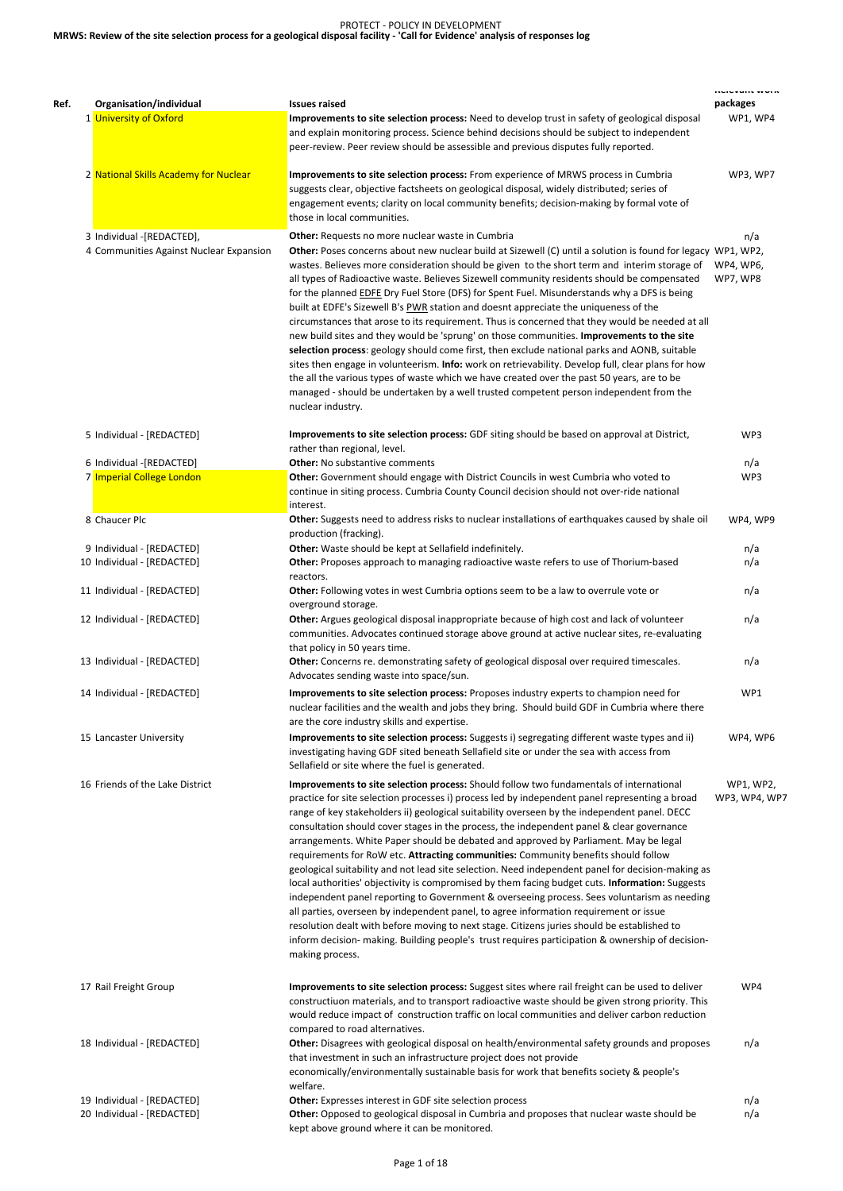PROTECT - POLICY IN DEVELOPMENT

# MRWS: Review of the site selection process for a geological disposal facility - 'Call for Evidence' analysis of responses log

| Ref. | Organisation/individual | Issues raised | Relevant work packages |
|---|---|---|---|
| 1 | University of Oxford | **Improvements to site selection process:** Need to develop trust in safety of geological disposal and explain monitoring process. Science behind decisions should be subject to independent peer-review. Peer review should be assessible and previous disputes fully reported. | WP1, WP4 |
| 2 | National Skills Academy for Nuclear | **Improvements to site selection process:** From experience of MRWS process in Cumbria suggests clear, objective factsheets on geological disposal, widely distributed; series of engagement events; clarity on local community benefits; decision-making by formal vote of those in local communities. | WP3, WP7 |
| 3 | Individual -[REDACTED], | **Other:** Requests no more nuclear waste in Cumbria | n/a |
| 4 | Communities Against Nuclear Expansion | **Other:** Poses concerns about new nuclear build at Sizewell (C) until a solution is found for legacy wastes. Believes more consideration should be given to the short term and interim storage of all types of Radioactive waste. Believes Sizewell community residents should be compensated for the planned EDFE Dry Fuel Store (DFS) for Spent Fuel. Misunderstands why a DFS is being built at EDFE's Sizewell B's PWR station and doesnt appreciate the uniqueness of the circumstances that arose to its requirement. Thus is concerned that they would be needed at all new build sites and they would be 'sprung' on those communities. **Improvements to the site selection process**: geology should come first, then exclude national parks and AONB, suitable sites then engage in volunteerism. **Info:** work on retrievability. Develop full, clear plans for how the all the various types of waste which we have created over the past 50 years, are to be managed - should be undertaken by a well trusted competent person independent from the nuclear industry. | WP1, WP2, WP4, WP6, WP7, WP8 |
| 5 | Individual - [REDACTED] | **Improvements to site selection process:** GDF siting should be based on approval at District, rather than regional, level. | WP3 |
| 6 | Individual -[REDACTED] | **Other:** No substantive comments | n/a |
| 7 | Imperial College London | **Other:** Government should engage with District Councils in west Cumbria who voted to continue in siting process. Cumbria County Council decision should not over-ride national interest. | WP3 |
| 8 | Chaucer Plc | **Other:** Suggests need to address risks to nuclear installations of earthquakes caused by shale oil production (fracking). | WP4, WP9 |
| 9 | Individual - [REDACTED] | **Other:** Waste should be kept at Sellafield indefinitely. | n/a |
| 10 | Individual - [REDACTED] | **Other:** Proposes approach to managing radioactive waste refers to use of Thorium-based reactors. | n/a |
| 11 | Individual - [REDACTED] | **Other:** Following votes in west Cumbria options seem to be a law to overrule vote or overground storage. | n/a |
| 12 | Individual - [REDACTED] | **Other:** Argues geological disposal inappropriate because of high cost and lack of volunteer communities. Advocates continued storage above ground at active nuclear sites, re-evaluating that policy in 50 years time. | n/a |
| 13 | Individual - [REDACTED] | **Other:** Concerns re. demonstrating safety of geological disposal over required timescales. Advocates sending waste into space/sun. | n/a |
| 14 | Individual - [REDACTED] | **Improvements to site selection process:** Proposes industry experts to champion need for nuclear facilities and the wealth and jobs they bring. Should build GDF in Cumbria where there are the core industry skills and expertise. | WP1 |
| 15 | Lancaster University | **Improvements to site selection process:** Suggests i) segregating different waste types and ii) investigating having GDF sited beneath Sellafield site or under the sea with access from Sellafield or site where the fuel is generated. | WP4, WP6 |
| 16 | Friends of the Lake District | **Improvements to site selection process:** Should follow two fundamentals of international practice for site selection processes i) process led by independent panel representing a broad range of key stakeholders ii) geological suitability overseen by the independent panel. DECC consultation should cover stages in the process, the independent panel & clear governance arrangements. White Paper should be debated and approved by Parliament. May be legal requirements for RoW etc. **Attracting communities:** Community benefits should follow geological suitability and not lead site selection. Need independent panel for decision-making as local authorities' objectivity is compromised by them facing budget cuts. **Information:** Suggests independent panel reporting to Government & overseeing process. Sees voluntarism as needing all parties, overseen by independent panel, to agree information requirement or issue resolution dealt with before moving to next stage. Citizens juries should be established to inform decision- making. Building people's trust requires participation & ownership of decision-making process. | WP1, WP2, WP3, WP4, WP7 |
| 17 | Rail Freight Group | **Improvements to site selection process:** Suggest sites where rail freight can be used to deliver construtiuon materials, and to transport radioactive waste should be given strong priority. This would reduce impact of construction traffic on local communities and deliver carbon reduction compared to road alternatives. | WP4 |
| 18 | Individual - [REDACTED] | **Other:** Disagrees with geological disposal on health/environmental safety grounds and proposes that investment in such an infrastructure project does not provide economically/environmentally sustainable basis for work that benefits society & people's welfare. | n/a |
| 19 | Individual - [REDACTED] | **Other:** Expresses interest in GDF site selection process | n/a |
| 20 | Individual - [REDACTED] | **Other:** Opposed to geological disposal in Cumbria and proposes that nuclear waste should be kept above ground where it can be monitored. | n/a |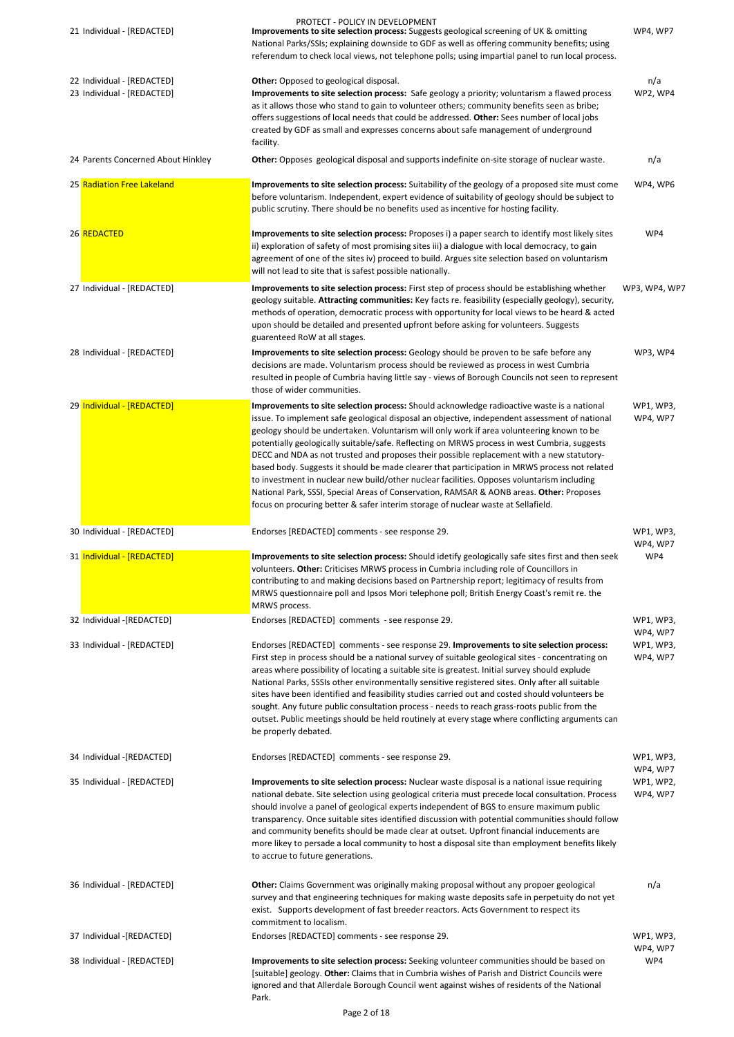PROTECT - POLICY IN DEVELOPMENT

| | | | |
|---|---|---|---|
| 21 | Individual - [REDACTED] | **Improvements to site selection process:** Suggests geological screening of UK & omitting National Parks/SSIs; explaining downside to GDF as well as offering community benefits; using referendum to check local views, not telephone polls; using impartial panel to run local process. | WP4, WP7 |
| 22 | Individual - [REDACTED] | **Other:** Opposed to geological disposal. | n/a |
| 23 | Individual - [REDACTED] | **Improvements to site selection process:** Safe geology a priority; voluntarism a flawed process as it allows those who stand to gain to volunteer others; community benefits seen as bribe; offers suggestions of local needs that could be addressed. **Other:** Sees number of local jobs created by GDF as small and expresses concerns about safe management of underground facility. | WP2, WP4 |
| 24 | Parents Concerned About Hinkley | **Other:** Opposes geological disposal and supports indefinite on-site storage of nuclear waste. | n/a |
| 25 | Radiation Free Lakeland | **Improvements to site selection process:** Suitability of the geology of a proposed site must come before voluntarism. Independent, expert evidence of suitability of geology should be subject to public scrutiny. There should be no benefits used as incentive for hosting facility. | WP4, WP6 |
| 26 | REDACTED | **Improvements to site selection process:** Proposes i) a paper search to identify most likely sites ii) exploration of safety of most promising sites iii) a dialogue with local democracy, to gain agreement of one of the sites iv) proceed to build. Argues site selection based on voluntarism will not lead to site that is safest possible nationally. | WP4 |
| 27 | Individual - [REDACTED] | **Improvements to site selection process:** First step of process should be establishing whether geology suitable. **Attracting communities:** Key facts re. feasibility (especially geology), security, methods of operation, democratic process with opportunity for local views to be heard & acted upon should be detailed and presented upfront before asking for volunteers. Suggests guarenteed RoW at all stages. | WP3, WP4, WP7 |
| 28 | Individual - [REDACTED] | **Improvements to site selection process:** Geology should be proven to be safe before any decisions are made. Voluntarism process should be reviewed as process in west Cumbria resulted in people of Cumbria having little say - views of Borough Councils not seen to represent those of wider communities. | WP3, WP4 |
| 29 | Individual - [REDACTED] | **Improvements to site selection process:** Should acknowledge radioactive waste is a national issue. To implement safe geological disposal an objective, independent assessment of national geology should be undertaken. Voluntarism will only work if area volunteering known to be potentially geologically suitable/safe. Reflecting on MRWS process in west Cumbria, suggests DECC and NDA as not trusted and proposes their possible replacement with a new statutory-based body. Suggests it should be made clearer that participation in MRWS process not related to investment in nuclear new build/other nuclear facilities. Opposes voluntarism including National Park, SSSI, Special Areas of Conservation, RAMSAR & AONB areas. **Other:** Proposes focus on procuring better & safer interim storage of nuclear waste at Sellafield. | WP1, WP3, WP4, WP7 |
| 30 | Individual - [REDACTED] | Endorses [REDACTED] comments - see response 29. | WP1, WP3, WP4, WP7 |
| 31 | Individual - [REDACTED] | **Improvements to site selection process:** Should idetify geologically safe sites first and then seek volunteers. **Other:** Criticises MRWS process in Cumbria including role of Councillors in contributing to and making decisions based on Partnership report; legitimacy of results from MRWS questionnaire poll and Ipsos Mori telephone poll; British Energy Coast's remit re. the MRWS process. | WP4 |
| 32 | Individual -[REDACTED] | Endorses [REDACTED] comments - see response 29. | WP1, WP3, WP4, WP7 |
| 33 | Individual - [REDACTED] | Endorses [REDACTED] comments - see response 29. **Improvements to site selection process:** First step in process should be a national survey of suitable geological sites - concentrating on areas where possibility of locating a suitable site is greatest. Initial survey should explude National Parks, SSSIs other environmentally sensitive registered sites. Only after all suitable sites have been identified and feasibility studies carried out and costed should volunteers be sought. Any future public consultation process - needs to reach grass-roots public from the outset. Public meetings should be held routinely at every stage where conflicting arguments can be properly debated. | WP1, WP3, WP4, WP7 |
| 34 | Individual -[REDACTED] | Endorses [REDACTED] comments - see response 29. | WP1, WP3, WP4, WP7 |
| 35 | Individual - [REDACTED] | **Improvements to site selection process:** Nuclear waste disposal is a national issue requiring national debate. Site selection using geological criteria must precede local consultation. Process should involve a panel of geological experts independent of BGS to ensure maximum public transparency. Once suitable sites identified discussion with potential communities should follow and community benefits should be made clear at outset. Upfront financial inducements are more likey to persade a local community to host a disposal site than employment benefits likely to accrue to future generations. | WP1, WP2, WP4, WP7 |
| 36 | Individual - [REDACTED] | **Other:** Claims Government was originally making proposal without any propoer geological survey and that engineering techniques for making waste deposits safe in perpetuity do not yet exist. Supports development of fast breeder reactors. Acts Government to respect its commitment to localism. | n/a |
| 37 | Individual -[REDACTED] | Endorses [REDACTED] comments - see response 29. | WP1, WP3, WP4, WP7 |
| 38 | Individual - [REDACTED] | **Improvements to site selection process:** Seeking volunteer communities should be based on [suitable] geology. **Other:** Claims that in Cumbria wishes of Parish and District Councils were ignored and that Allerdale Borough Council went against wishes of residents of the National Park. | WP4 |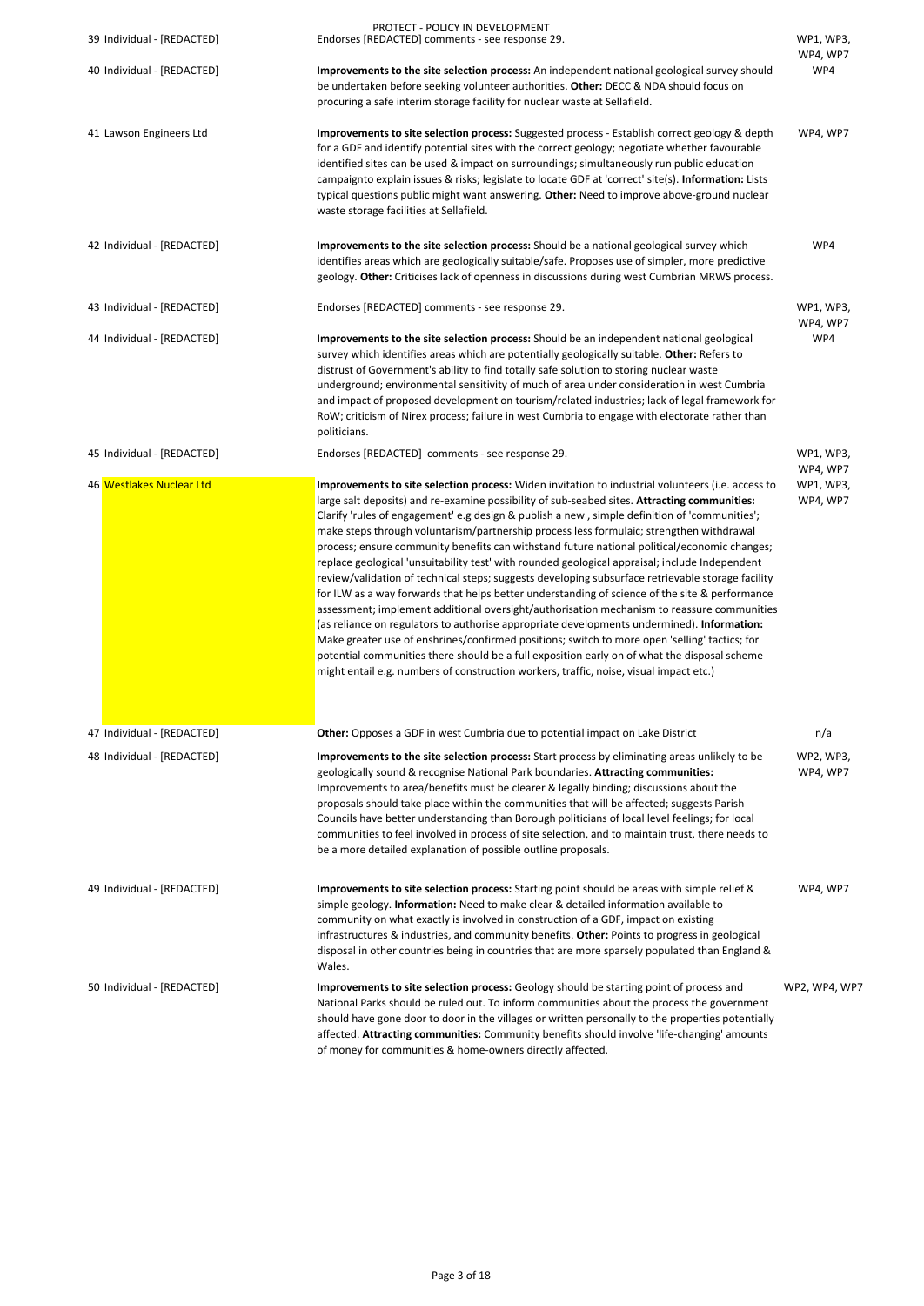| | | | |
|---|---|---|---|
| 39 | Individual - [REDACTED] | Endorses [REDACTED] comments - see response 29. | WP1, WP3, WP4, WP7 |
| 40 | Individual - [REDACTED] | **Improvements to the site selection process:** An independent national geological survey should be undertaken before seeking volunteer authorities. **Other:** DECC & NDA should focus on procuring a safe interim storage facility for nuclear waste at Sellafield. | WP4 |
| 41 | Lawson Engineers Ltd | **Improvements to site selection process:** Suggested process - Establish correct geology & depth for a GDF and identify potential sites with the correct geology; negotiate whether favourable identified sites can be used & impact on surroundings; simultaneously run public education campaignto explain issues & risks; legislate to locate GDF at 'correct' site(s). **Information:** Lists typical questions public might want answering. **Other:** Need to improve above-ground nuclear waste storage facilities at Sellafield. | WP4, WP7 |
| 42 | Individual - [REDACTED] | **Improvements to the site selection process:** Should be a national geological survey which identifies areas which are geologically suitable/safe. Proposes use of simpler, more predictive geology. **Other:** Criticises lack of openness in discussions during west Cumbrian MRWS process. | WP4 |
| 43 | Individual - [REDACTED] | Endorses [REDACTED] comments - see response 29. | WP1, WP3, WP4, WP7 |
| 44 | Individual - [REDACTED] | **Improvements to the site selection process:** Should be an independent national geological survey which identifies areas which are potentially geologically suitable. **Other:** Refers to distrust of Government's ability to find totally safe solution to storing nuclear waste underground; environmental sensitivity of much of area under consideration in west Cumbria and impact of proposed development on tourism/related industries; lack of legal framework for RoW; criticism of Nirex process; failure in west Cumbria to engage with electorate rather than politicians. | WP4 |
| 45 | Individual - [REDACTED] | Endorses [REDACTED] comments - see response 29. | WP1, WP3, WP4, WP7 |
| 46 | Westlakes Nuclear Ltd | **Improvements to site selection process:** Widen invitation to industrial volunteers (i.e. access to large salt deposits) and re-examine possibility of sub-seabed sites. **Attracting communities:** Clarify 'rules of engagement' e.g design & publish a new , simple definition of 'communities'; make steps through voluntarism/partnership process less formulaic; strengthen withdrawal process; ensure community benefits can withstand future national political/economic changes; replace geological 'unsuitability test' with rounded geological appraisal; include Independent review/validation of technical steps; suggests developing subsurface retrievable storage facility for ILW as a way forwards that helps better understanding of science of the site & performance assessment; implement additional oversight/authorisation mechanism to reassure communities (as reliance on regulators to authorise appropriate developments undermined). **Information:** Make greater use of enshrines/confirmed positions; switch to more open 'selling' tactics; for potential communities there should be a full exposition early on of what the disposal scheme might entail e.g. numbers of construction workers, traffic, noise, visual impact etc.) | WP1, WP3, WP4, WP7 |
| 47 | Individual - [REDACTED] | **Other:** Opposes a GDF in west Cumbria due to potential impact on Lake District | n/a |
| 48 | Individual - [REDACTED] | **Improvements to the site selection process:** Start process by eliminating areas unlikely to be geologically sound & recognise National Park boundaries. **Attracting communities:** Improvements to area/benefits must be clearer & legally binding; discussions about the proposals should take place within the communities that will be affected; suggests Parish Councils have better understanding than Borough politicians of local level feelings; for local communities to feel involved in process of site selection, and to maintain trust, there needs to be a more detailed explanation of possible outline proposals. | WP2, WP3, WP4, WP7 |
| 49 | Individual - [REDACTED] | **Improvements to site selection process:** Starting point should be areas with simple relief & simple geology. **Information:** Need to make clear & detailed information available to community on what exactly is involved in construction of a GDF, impact on existing infrastructures & industries, and community benefits. **Other:** Points to progress in geological disposal in other countries being in countries that are more sparsely populated than England & Wales. | WP4, WP7 |
| 50 | Individual - [REDACTED] | **Improvements to site selection process:** Geology should be starting point of process and National Parks should be ruled out. To inform communities about the process the government should have gone door to door in the villages or written personally to the properties potentially affected. **Attracting communities:** Community benefits should involve 'life-changing' amounts of money for communities & home-owners directly affected. | WP2, WP4, WP7 |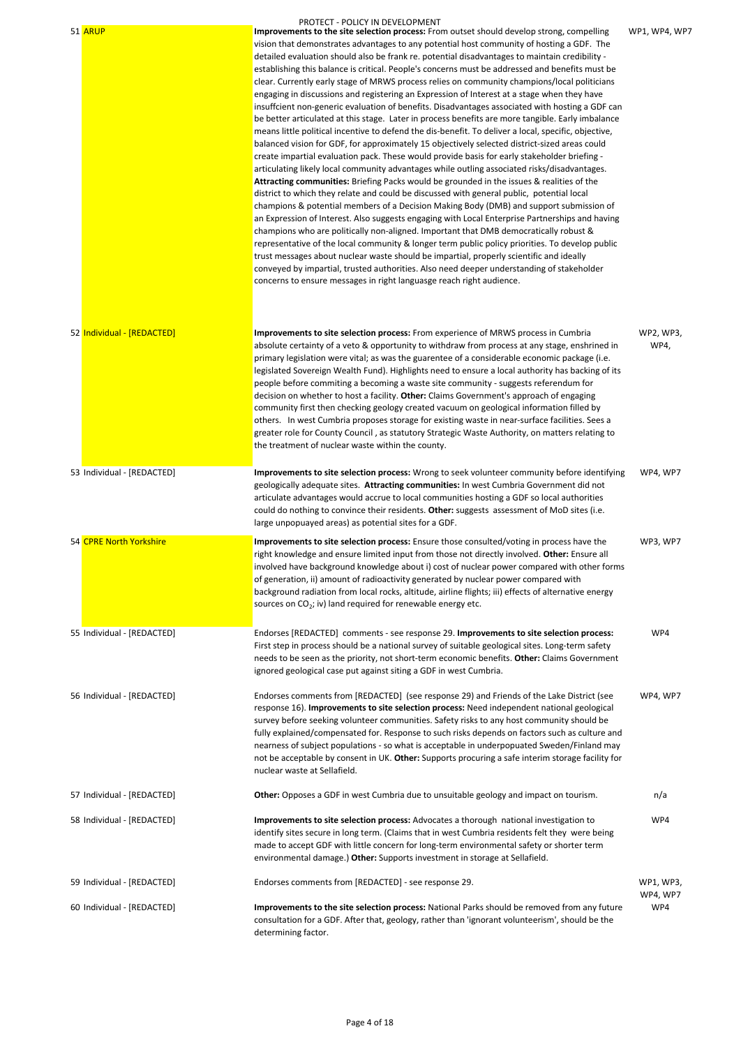PROTECT - POLICY IN DEVELOPMENT

| No. | Respondent | Summary | Work Packages |
|---|---|---|---|
| 51 | ARUP | **Improvements to the site selection process:** From outset should develop strong, compelling vision that demonstrates advantages to any potential host community of hosting a GDF. The detailed evaluation should also be frank re. potential disadvantages to maintain credibility - establishing this balance is critical. People's concerns must be addressed and benefits must be clear. Currently early stage of MRWS process relies on community champions/local politicians engaging in discussions and registering an Expression of Interest at a stage when they have insuffcient non-generic evaluation of benefits. Disadvantages associated with hosting a GDF can be better articulated at this stage. Later in process benefits are more tangible. Early imbalance means little political incentive to defend the dis-benefit. To deliver a local, specific, objective, balanced vision for GDF, for approximately 15 objectively selected district-sized areas could create impartial evaluation pack. These would provide basis for early stakeholder briefing - articulating likely local community advantages while outling associated risks/disadvantages. **Attracting communities:** Briefing Packs would be grounded in the issues & realities of the district to which they relate and could be discussed with general public, potential local champions & potential members of a Decision Making Body (DMB) and support submission of an Expression of Interest. Also suggests engaging with Local Enterprise Partnerships and having champions who are politically non-aligned. Important that DMB democratically robust & representative of the local community & longer term public policy priorities. To develop public trust messages about nuclear waste should be impartial, properly scientific and ideally conveyed by impartial, trusted authorities. Also need deeper understanding of stakeholder concerns to ensure messages in right languasge reach right audience. | WP1, WP4, WP7 |
| 52 | Individual - [REDACTED] | **Improvements to site selection process:** From experience of MRWS process in Cumbria absolute certainty of a veto & opportunity to withdraw from process at any stage, enshrined in primary legislation were vital; as was the guarentee of a considerable economic package (i.e. legislated Sovereign Wealth Fund). Highlights need to ensure a local authority has backing of its people before commiting a becoming a waste site community - suggests referendum for decision on whether to host a facility. **Other:** Claims Government's approach of engaging community first then checking geology created vacuum on geological information filled by others. In west Cumbria proposes storage for existing waste in near-surface facilities. Sees a greater role for County Council , as statutory Strategic Waste Authority, on matters relating to the treatment of nuclear waste within the county. | WP2, WP3, WP4, |
| 53 | Individual - [REDACTED] | **Improvements to site selection process:** Wrong to seek volunteer community before identifying geologically adequate sites. **Attracting communities:** In west Cumbria Government did not articulate advantages would accrue to local communities hosting a GDF so local authorities could do nothing to convince their residents. **Other:** suggests assessment of MoD sites (i.e. large unpopuayed areas) as potential sites for a GDF. | WP4, WP7 |
| 54 | CPRE North Yorkshire | **Improvements to site selection process:** Ensure those consulted/voting in process have the right knowledge and ensure limited input from those not directly involved. **Other:** Ensure all involved have background knowledge about i) cost of nuclear power compared with other forms of generation, ii) amount of radioactivity generated by nuclear power compared with background radiation from local rocks, altitude, airline flights; iii) effects of alternative energy sources on $CO_2$; iv) land required for renewable energy etc. | WP3, WP7 |
| 55 | Individual - [REDACTED] | Endorses [REDACTED] comments - see response 29. **Improvements to site selection process:** First step in process should be a national survey of suitable geological sites. Long-term safety needs to be seen as the priority, not short-term economic benefits. **Other:** Claims Government ignored geological case put against siting a GDF in west Cumbria. | WP4 |
| 56 | Individual - [REDACTED] | Endorses comments from [REDACTED] (see response 29) and Friends of the Lake District (see response 16). **Improvements to site selection process:** Need independent national geological survey before seeking volunteer communities. Safety risks to any host community should be fully explained/compensated for. Response to such risks depends on factors such as culture and nearness of subject populations - so what is acceptable in underpopuated Sweden/Finland may not be acceptable by consent in UK. **Other:** Supports procuring a safe interim storage facility for nuclear waste at Sellafield. | WP4, WP7 |
| 57 | Individual - [REDACTED] | **Other:** Opposes a GDF in west Cumbria due to unsuitable geology and impact on tourism. | n/a |
| 58 | Individual - [REDACTED] | **Improvements to site selection process:** Advocates a thorough national investigation to identify sites secure in long term. (Claims that in west Cumbria residents felt they were being made to accept GDF with little concern for long-term environmental safety or shorter term environmental damage.) **Other:** Supports investment in storage at Sellafield. | WP4 |
| 59 | Individual - [REDACTED] | Endorses comments from [REDACTED] - see response 29. | WP1, WP3, WP4, WP7 |
| 60 | Individual - [REDACTED] | **Improvements to the site selection process:** National Parks should be removed from any future consultation for a GDF. After that, geology, rather than 'ignorant volunteerism', should be the determining factor. | WP4 |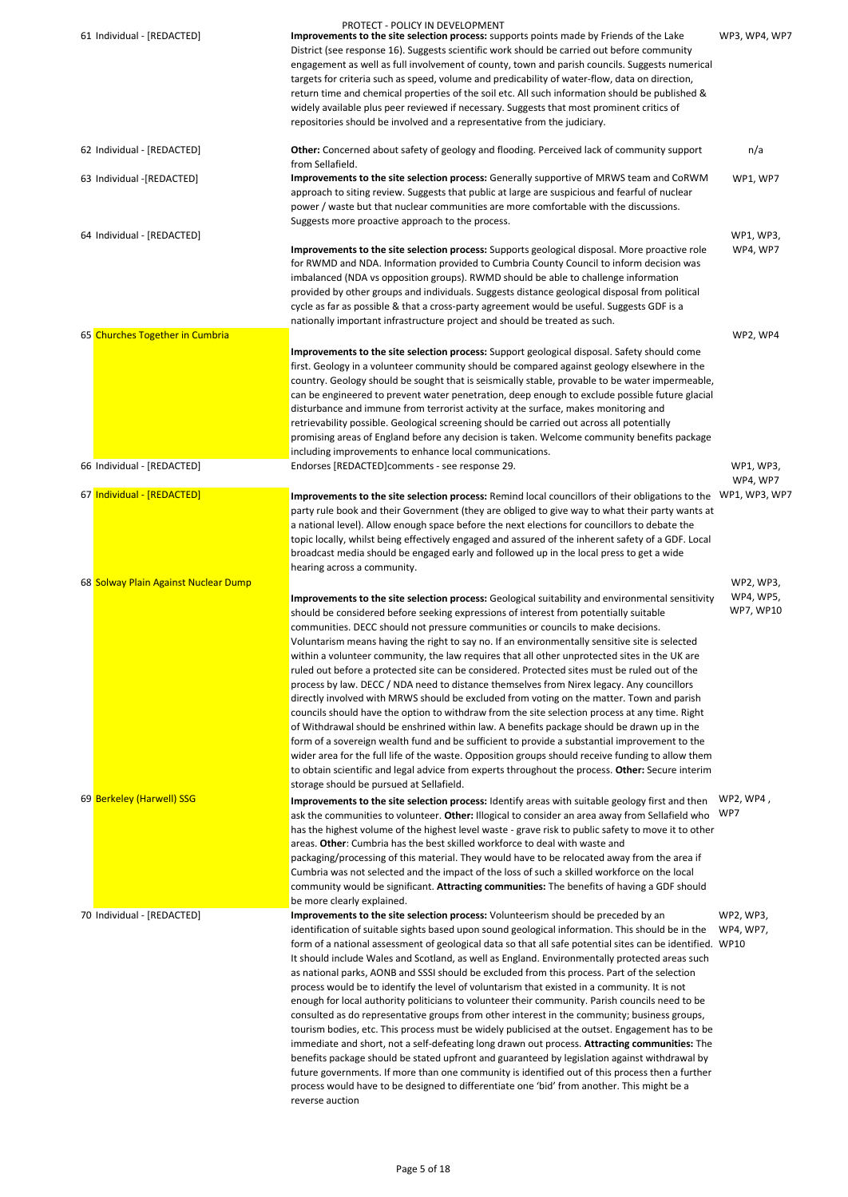PROTECT - POLICY IN DEVELOPMENT

| | | | |
|---|---|---|---|
| 61 | Individual - [REDACTED] | **Improvements to the site selection process:** supports points made by Friends of the Lake District (see response 16). Suggests scientific work should be carried out before community engagement as well as full involvement of county, town and parish councils. Suggests numerical targets for criteria such as speed, volume and predicability of water-flow, data on direction, return time and chemical properties of the soil etc. All such information should be published & widely available plus peer reviewed if necessary. Suggests that most prominent critics of repositories should be involved and a representative from the judiciary. | WP3, WP4, WP7 |
| 62 | Individual - [REDACTED] | **Other:** Concerned about safety of geology and flooding. Perceived lack of community support from Sellafield. | n/a |
| 63 | Individual -[REDACTED] | **Improvements to the site selection process:** Generally supportive of MRWS team and CoRWM approach to siting review. Suggests that public at large are suspicious and fearful of nuclear power / waste but that nuclear communities are more comfortable with the discussions. Suggests more proactive approach to the process. | WP1, WP7 |
| 64 | Individual - [REDACTED] | **Improvements to the site selection process:** Supports geological disposal. More proactive role for RWMD and NDA. Information provided to Cumbria County Council to inform decision was imbalanced (NDA vs opposition groups). RWMD should be able to challenge information provided by other groups and individuals. Suggests distance geological disposal from political cycle as far as possible & that a cross-party agreement would be useful. Suggests GDF is a nationally important infrastructure project and should be treated as such. | WP1, WP3, WP4, WP7 |
| 65 | Churches Together in Cumbria | **Improvements to the site selection process:** Support geological disposal. Safety should come first. Geology in a volunteer community should be compared against geology elsewhere in the country. Geology should be sought that is seismically stable, provable to be water impermeable, can be engineered to prevent water penetration, deep enough to exclude possible future glacial disturbance and immune from terrorist activity at the surface, makes monitoring and retrievability possible. Geological screening should be carried out across all potentially promising areas of England before any decision is taken. Welcome community benefits package including improvements to enhance local communications. | WP2, WP4 |
| 66 | Individual - [REDACTED] | Endorses [REDACTED]comments - see response 29. | WP1, WP3, WP4, WP7 |
| 67 | Individual - [REDACTED] | **Improvements to the site selection process:** Remind local councillors of their obligations to the party rule book and their Government (they are obliged to give way to what their party wants at a national level). Allow enough space before the next elections for councillors to debate the topic locally, whilst being effectively engaged and assured of the inherent safety of a GDF. Local broadcast media should be engaged early and followed up in the local press to get a wide hearing across a community. | WP1, WP3, WP7 |
| 68 | Solway Plain Against Nuclear Dump | **Improvements to the site selection process:** Geological suitability and environmental sensitivity should be considered before seeking expressions of interest from potentially suitable communities. DECC should not pressure communities or councils to make decisions. Voluntarism means having the right to say no. If an environmentally sensitive site is selected within a volunteer community, the law requires that all other unprotected sites in the UK are ruled out before a protected site can be considered. Protected sites must be ruled out of the process by law. DECC / NDA need to distance themselves from Nirex legacy. Any councillors directly involved with MRWS should be excluded from voting on the matter. Town and parish councils should have the option to withdraw from the site selection process at any time. Right of Withdrawal should be enshrined within law. A benefits package should be drawn up in the form of a sovereign wealth fund and be sufficient to provide a substantial improvement to the wider area for the full life of the waste. Opposition groups should receive funding to allow them to obtain scientific and legal advice from experts throughout the process. **Other:** Secure interim storage should be pursued at Sellafield. | WP2, WP3, WP4, WP5, WP7, WP10 |
| 69 | Berkeley (Harwell) SSG | **Improvements to the site selection process:** Identify areas with suitable geology first and then ask the communities to volunteer. **Other:** Illogical to consider an area away from Sellafield who has the highest volume of the highest level waste - grave risk to public safety to move it to other areas. **Other**: Cumbria has the best skilled workforce to deal with waste and packaging/processing of this material. They would have to be relocated away from the area if Cumbria was not selected and the impact of the loss of such a skilled workforce on the local community would be significant. **Attracting communities:** The benefits of having a GDF should be more clearly explained. | WP2, WP4 , WP7 |
| 70 | Individual - [REDACTED] | **Improvements to the site selection process:** Volunteerism should be preceded by an identification of suitable sights based upon sound geological information. This should be in the form of a national assessment of geological data so that all safe potential sites can be identified. It should include Wales and Scotland, as well as England. Environmentally protected areas such as national parks, AONB and SSSI should be excluded from this process. Part of the selection process would be to identify the level of voluntarism that existed in a community. It is not enough for local authority politicians to volunteer their community. Parish councils need to be consulted as do representative groups from other interest in the community; business groups, tourism bodies, etc. This process must be widely publicised at the outset. Engagement has to be immediate and short, not a self-defeating long drawn out process. **Attracting communities:** The benefits package should be stated upfront and guaranteed by legislation against withdrawal by future governments. If more than one community is identified out of this process then a further process would have to be designed to differentiate one 'bid' from another. This might be a reverse auction | WP2, WP3, WP4, WP7, WP10 |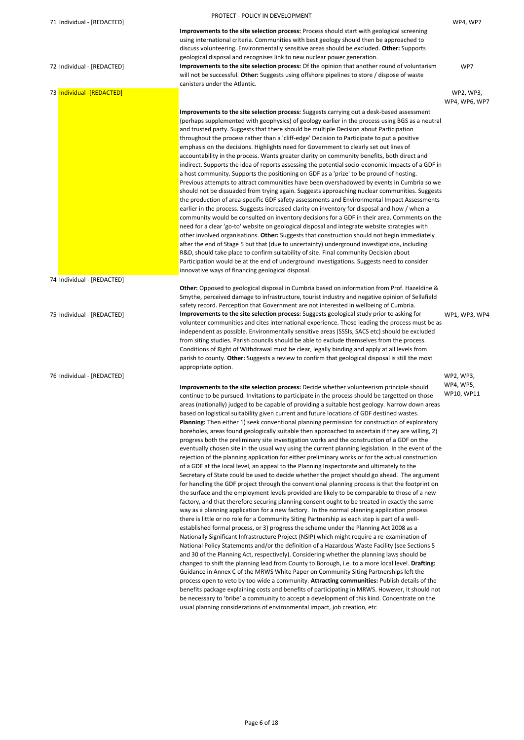PROTECT - POLICY IN DEVELOPMENT

| # | Respondent | Summary | Work Packages |
|---|---|---|---|
| 71 | Individual - [REDACTED] | **Improvements to the site selection process:** Process should start with geological screening using international criteria. Communities with best geology should then be approached to discuss volunteering. Environmentally sensitive areas should be excluded. **Other:** Supports geological disposal and recognises link to new nuclear power generation. | WP4, WP7 |
| 72 | Individual - [REDACTED] | **Improvements to the site selection process:** Of the opinion that another round of voluntarism will not be successful. **Other:** Suggests using offshore pipelines to store / dispose of waste canisters under the Atlantic. | WP7 |
| 73 | Individual -[REDACTED] | **Improvements to the site selection process:** Suggests carrying out a desk-based assessment (perhaps supplemented with geophysics) of geology earlier in the process using BGS as a neutral and trusted party. Suggests that there should be multiple Decision about Participation throughout the process rather than a 'cliff-edge' Decision to Participate to put a positive emphasis on the decisions. Highlights need for Government to clearly set out lines of accountability in the process. Wants greater clarity on community benefits, both direct and indirect. Supports the idea of reports assessing the potential socio-economic impacts of a GDF in a host community. Supports the positioning on GDF as a 'prize' to be pround of hosting. Previous attempts to attract communities have been overshadowed by events in Cumbria so we should not be dissuaded from trying again. Suggests approaching nuclear communities. Suggests the production of area-specific GDF safety assessments and Environmental Impact Assessments earlier in the process. Suggests increased clarity on inventory for disposal and how / when a community would be consulted on inventory decisions for a GDF in their area. Comments on the need for a clear 'go-to' website on geological disposal and integrate website strategies with other involved organisations. **Other:** Suggests that construction should not begin immediately after the end of Stage 5 but that (due to uncertainty) underground investigations, including R&D, should take place to confirm suitability of site. Final community Decision about Participation would be at the end of underground investigations. Suggests need to consider innovative ways of financing geological disposal. | WP2, WP3, WP4, WP6, WP7 |
| 74 | Individual - [REDACTED] | **Other:** Opposed to geological disposal in Cumbria based on information from Prof. Hazeldine & Smythe, perceived damage to infrastructure, tourist industry and negative opinion of Sellafield safety record. Perception that Government are not interested in wellbeing of Cumbria. | |
| 75 | Individual - [REDACTED] | **Improvements to the site selection process:** Suggests geological study prior to asking for volunteer communities and cites international experience. Those leading the process must be as independent as possible. Environmentally sensitive areas (SSSIs, SACS etc) should be excluded from siting studies. Parish councils should be able to exclude themselves from the process. Conditions of Right of Withdrawal must be clear, legally binding and apply at all levels from parish to county. **Other:** Suggests a review to confirm that geological disposal is still the most appropriate option. | WP1, WP3, WP4 |
| 76 | Individual - [REDACTED] | **Improvements to the site selection process:** Decide whether volunteerism principle should continue to be pursued. Invitations to participate in the process should be targetted on those areas (nationally) judged to be capable of providing a suitable host geology. Narrow down areas based on logistical suitability given current and future locations of GDF destined wastes. **Planning:** Then either 1) seek conventional planning permission for construction of exploratory boreholes, areas found geologically suitable then approached to ascertain if they are willing, 2) progress both the preliminary site investigation works and the construction of a GDF on the eventually chosen site in the usual way using the current planning legislation. In the event of the rejection of the planning application for either preliminary works or for the actual construction of a GDF at the local level, an appeal to the Planning Inspectorate and ultimately to the Secretary of State could be used to decide whether the project should go ahead. The argument for handling the GDF project through the conventional planning process is that the footprint on the surface and the employment levels provided are likely to be comparable to those of a new factory, and that therefore securing planning consent ought to be treated in exactly the same way as a planning application for a new factory. In the normal planning application process there is little or no role for a Community Siting Partnership as each step is part of a well-established formal process, or 3) progress the scheme under the Planning Act 2008 as a Nationally Significant Infrastructure Project (NSIP) which might require a re-examination of National Policy Statements and/or the definition of a Hazardous Waste Facility (see Sections 5 and 30 of the Planning Act, respectively). Considering whether the planning laws should be changed to shift the planning lead from County to Borough, i.e. to a more local level. **Drafting:** Guidance in Annex C of the MRWS White Paper on Community Siting Partnerships left the process open to veto by too wide a community. **Attracting communities:** Publish details of the benefits package explaining costs and benefits of participating in MRWS. However, It should not be necessary to 'bribe' a community to accept a development of this kind. Concentrate on the usual planning considerations of environmental impact, job creation, etc | WP2, WP3, WP4, WP5, WP10, WP11 |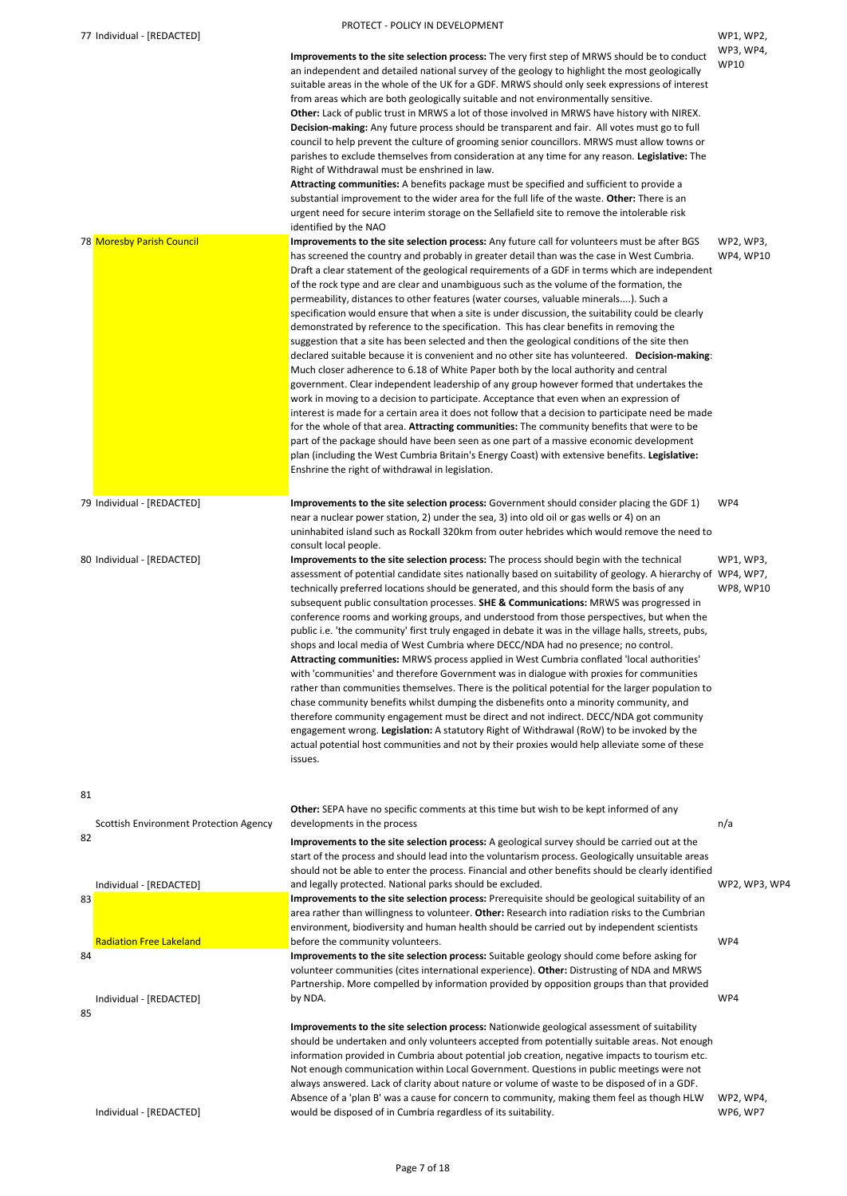PROTECT - POLICY IN DEVELOPMENT

| # | Respondent | Summary | Work Packages |
|---|---|---|---|
| 77 | Individual - [REDACTED] | **Improvements to the site selection process:** The very first step of MRWS should be to conduct an independent and detailed national survey of the geology to highlight the most geologically suitable areas in the whole of the UK for a GDF. MRWS should only seek expressions of interest from areas which are both geologically suitable and not environmentally sensitive. **Other:** Lack of public trust in MRWS a lot of those involved in MRWS have history with NIREX. **Decision-making:** Any future process should be transparent and fair. All votes must go to full council to help prevent the culture of grooming senior councillors. MRWS must allow towns or parishes to exclude themselves from consideration at any time for any reason. **Legislative:** The Right of Withdrawal must be enshrined in law. **Attracting communities:** A benefits package must be specified and sufficient to provide a substantial improvement to the wider area for the full life of the waste. **Other:** There is an urgent need for secure interim storage on the Sellafield site to remove the intolerable risk identified by the NAO | WP1, WP2, WP3, WP4, WP10 |
| 78 | Moresby Parish Council | **Improvements to the site selection process:** Any future call for volunteers must be after BGS has screened the country and probably in greater detail than was the case in West Cumbria. Draft a clear statement of the geological requirements of a GDF in terms which are independent of the rock type and are clear and unambiguous such as the volume of the formation, the permeability, distances to other features (water courses, valuable minerals....). Such a specification would ensure that when a site is under discussion, the suitability could be clearly demonstrated by reference to the specification. This has clear benefits in removing the suggestion that a site has been selected and then the geological conditions of the site then declared suitable because it is convenient and no other site has volunteered. **Decision-making**: Much closer adherence to 6.18 of White Paper both by the local authority and central government. Clear independent leadership of any group however formed that undertakes the work in moving to a decision to participate. Acceptance that even when an expression of interest is made for a certain area it does not follow that a decision to participate need be made for the whole of that area. **Attracting communities:** The community benefits that were to be part of the package should have been seen as one part of a massive economic development plan (including the West Cumbria Britain's Energy Coast) with extensive benefits. **Legislative:** Enshrine the right of withdrawal in legislation. | WP2, WP3, WP4, WP10 |
| 79 | Individual - [REDACTED] | **Improvements to the site selection process:** Government should consider placing the GDF 1) near a nuclear power station, 2) under the sea, 3) into old oil or gas wells or 4) on an uninhabited island such as Rockall 320km from outer hebrides which would remove the need to consult local people. | WP4 |
| 80 | Individual - [REDACTED] | **Improvements to the site selection process:** The process should begin with the technical assessment of potential candidate sites nationally based on suitability of geology. A hierarchy of technically preferred locations should be generated, and this should form the basis of any subsequent public consultation processes. **SHE & Communications:** MRWS was progressed in conference rooms and working groups, and understood from those perspectives, but when the public i.e. 'the community' first truly engaged in debate it was in the village halls, streets, pubs, shops and local media of West Cumbria where DECC/NDA had no presence; no control. **Attracting communities:** MRWS process applied in West Cumbria conflated 'local authorities' with 'communities' and therefore Government was in dialogue with proxies for communities rather than communities themselves. There is the political potential for the larger population to chase community benefits whilst dumping the disbenefits onto a minority community, and therefore community engagement must be direct and not indirect. DECC/NDA got community engagement wrong. **Legislation:** A statutory Right of Withdrawal (RoW) to be invoked by the actual potential host communities and not by their proxies would help alleviate some of these issues. | WP1, WP3, WP4, WP7, WP8, WP10 |
| 81 | Scottish Environment Protection Agency | **Other:** SEPA have no specific comments at this time but wish to be kept informed of any developments in the process | n/a |
| 82 | Individual - [REDACTED] | **Improvements to the site selection process:** A geological survey should be carried out at the start of the process and should lead into the voluntarism process. Geologically unsuitable areas should not be able to enter the process. Financial and other benefits should be clearly identified and legally protected. National parks should be excluded. | WP2, WP3, WP4 |
| 83 | Radiation Free Lakeland | **Improvements to the site selection process:** Prerequisite should be geological suitability of an area rather than willingness to volunteer. **Other:** Research into radiation risks to the Cumbrian environment, biodiversity and human health should be carried out by independent scientists before the community volunteers. | WP4 |
| 84 | Individual - [REDACTED] | **Improvements to the site selection process:** Suitable geology should come before asking for volunteer communities (cites international experience). **Other:** Distrusting of NDA and MRWS Partnership. More compelled by information provided by opposition groups than that provided by NDA. | WP4 |
| 85 | Individual - [REDACTED] | **Improvements to the site selection process:** Nationwide geological assessment of suitability should be undertaken and only volunteers accepted from potentially suitable areas. Not enough information provided in Cumbria about potential job creation, negative impacts to tourism etc. Not enough communication within Local Government. Questions in public meetings were not always answered. Lack of clarity about nature or volume of waste to be disposed of in a GDF. Absence of a 'plan B' was a cause for concern to community, making them feel as though HLW would be disposed of in Cumbria regardless of its suitability. | WP2, WP4, WP6, WP7 |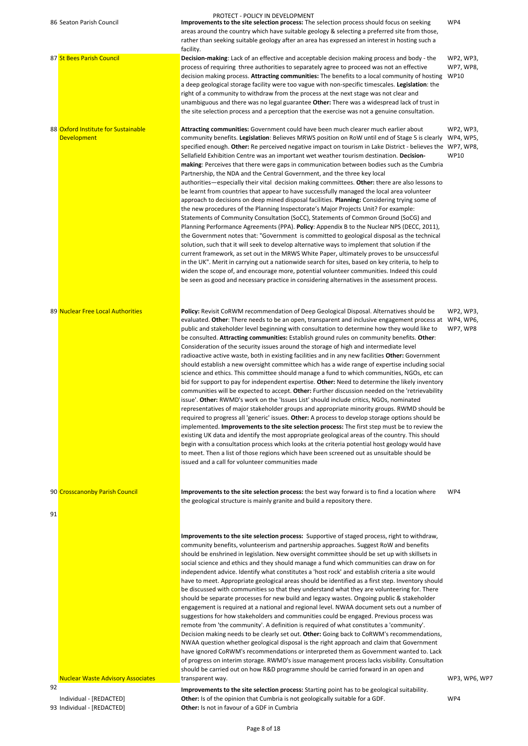PROTECT - POLICY IN DEVELOPMENT

| No. | Respondent | Comment | Reference |
|---|---|---|---|
| 86 | Seaton Parish Council | **Improvements to the site selection process:** The selection process should focus on seeking areas around the country which have suitable geology & selecting a preferred site from those, rather than seeking suitable geology after an area has expressed an interest in hosting such a facility. | WP4 |
| 87 | St Bees Parish Council | **Decision-making**: Lack of an effective and acceptable decision making process and body - the process of requiring three authorities to separately agree to proceed was not an effective decision making process. **Attracting communities:** The benefits to a local community of hosting a deep geological storage facility were too vague with non-specific timescales. **Legislation**: the right of a community to withdraw from the process at the next stage was not clear and unambiguous and there was no legal guarantee **Other:** There was a widespread lack of trust in the site selection process and a perception that the exercise was not a genuine consultation. | WP2, WP3, WP7, WP8, WP10 |
| 88 | Oxford Institute for Sustainable Development | **Attracting communities:** Government could have been much clearer much earlier about community benefits. **Legislation**: Believes MRWS position on RoW until end of Stage 5 is clearly specified enough. **Other:** Re perceived negative impact on tourism in Lake District - believes the Sellafield Exhibition Centre was an important wet weather tourism destination. **Decision-making**: Perceives that there were gaps in communication between bodies such as the Cumbria Partnership, the NDA and the Central Government, and the three key local authorities—especially their vital decision making committees. **Other:** there are also lessons to be learnt from countries that appear to have successfully managed the local area volunteer approach to decisions on deep mined disposal facilities. **Planning:** Considering trying some of the new procedures of the Planning Inspectorate's Major Projects Unit? For example: Statements of Community Consultation (SoCC), Statements of Common Ground (SoCG) and Planning Performance Agreements (PPA). **Policy**: Appendix B to the Nuclear NPS (DECC, 2011), the Government notes that: "Government is committed to geological disposal as the technical solution, such that it will seek to develop alternative ways to implement that solution if the current framework, as set out in the MRWS White Paper, ultimately proves to be unsuccessful in the UK". Merit in carrying out a nationwide search for sites, based on key criteria, to help to widen the scope of, and encourage more, potential volunteer communities. Indeed this could be seen as good and necessary practice in considering alternatives in the assessment process. | WP2, WP3, WP4, WP5, WP7, WP8, WP10 |
| 89 | Nuclear Free Local Authorities | **Policy:** Revisit CoRWM recommendation of Deep Geological Disposal. Alternatives should be evaluated. **Other**: There needs to be an open, transparent and inclusive engagement process at public and stakeholder level beginning with consultation to determine how they would like to be consulted. **Attracting communities:** Establish ground rules on community benefits. **Other**: Consideration of the security issues around the storage of high and intermediate level radioactive active waste, both in existing facilities and in any new facilities **Other:** Government should establish a new oversight committee which has a wide range of expertise including social science and ethics. This committee should manage a fund to which communities, NGOs, etc can bid for support to pay for independent expertise. **Other:** Need to determine the likely inventory communities will be expected to accept. **Other:** Further discussion needed on the 'retrievability issue'. **Other:** RWMD's work on the 'Issues List' should include critics, NGOs, nominated representatives of major stakeholder groups and appropriate minority groups. RWMD should be required to progress all 'generic' issues. **Other:** A process to develop storage options should be implemented. **Improvements to the site selection process:** The first step must be to review the existing UK data and identify the most appropriate geological areas of the country. This should begin with a consultation process which looks at the criteria potential host geology would have to meet. Then a list of those regions which have been screened out as unsuitable should be issued and a call for volunteer communities made | WP2, WP3, WP4, WP6, WP7, WP8 |
| 90 | Crosscanonby Parish Council | **Improvements to the site selection process:** the best way forward is to find a location where the geological structure is mainly granite and build a repository there. | WP4 |
| 91 | Nuclear Waste Advisory Associates | **Improvements to the site selection process:** Supportive of staged process, right to withdraw, community benefits, volunteerism and partnership approaches. Suggest RoW and benefits should be enshrined in legislation. New oversight committee should be set up with skillsets in social science and ethics and they should manage a fund which communities can draw on for independent advice. Identify what constitutes a 'host rock' and establish criteria a site would have to meet. Appropriate geological areas should be identified as a first step. Inventory should be discussed with communities so that they understand what they are volunteering for. There should be separate processes for new build and legacy wastes. Ongoing public & stakeholder engagement is required at a national and regional level. NWAA document sets out a number of suggestions for how stakeholders and communities could be engaged. Previous process was remote from 'the community'. A definition is required of what constitutes a 'community'. Decision making needs to be clearly set out. **Other:** Going back to CoRWM's recommendations, NWAA question whether geological disposal is the right approach and claim that Government have ignored CoRWM's recommendations or interpreted them as Government wanted to. Lack of progress on interim storage. RWMD's issue management process lacks visibility. Consultation should be carried out on how R&D programme should be carried forward in an open and transparent way. | WP3, WP6, WP7 |
| 92 | Individual - [REDACTED] | **Improvements to the site selection process:** Starting point has to be geological suitability. **Other:** Is of the opinion that Cumbria is not geologically suitable for a GDF. | WP4 |
| 93 | Individual - [REDACTED] | **Other:** Is not in favour of a GDF in Cumbria | |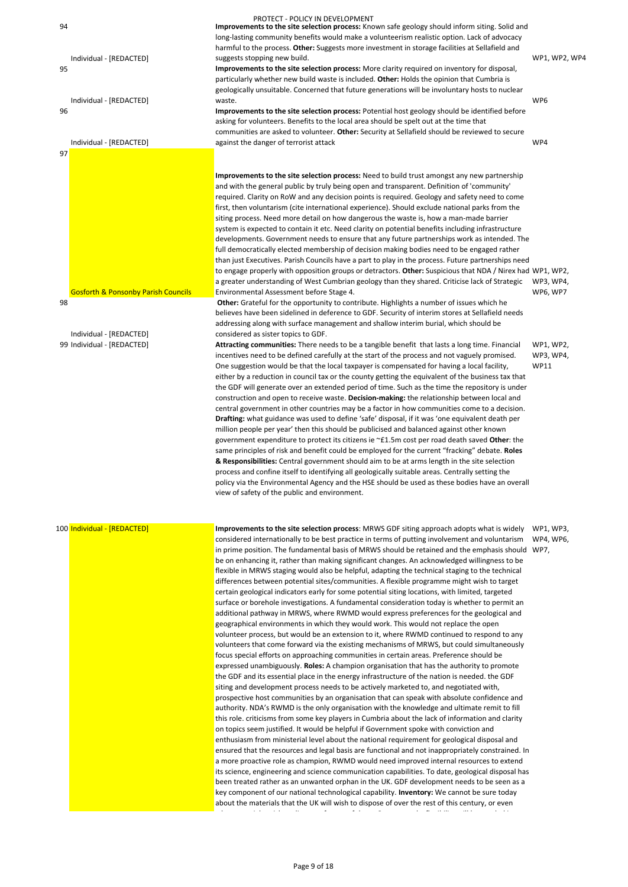PROTECT - POLICY IN DEVELOPMENT

| # | Respondent | Summary | Work Packages |
|---|---|---|---|
| 94 | Individual - [REDACTED] | **Improvements to the site selection process:** Known safe geology should inform siting. Solid and long-lasting community benefits would make a volunteerism realistic option. Lack of advocacy harmful to the process. **Other:** Suggests more investment in storage facilities at Sellafield and suggests stopping new build. | WP1, WP2, WP4 |
| 95 | Individual - [REDACTED] | **Improvements to the site selection process:** More clarity required on inventory for disposal, particularly whether new build waste is included. **Other:** Holds the opinion that Cumbria is geologically unsuitable. Concerned that future generations will be involuntary hosts to nuclear waste. | WP6 |
| 96 | Individual - [REDACTED] | **Improvements to the site selection process:** Potential host geology should be identified before asking for volunteers. Benefits to the local area should be spelt out at the time that communities are asked to volunteer. **Other:** Security at Sellafield should be reviewed to secure against the danger of terrorist attack | WP4 |
| 97 | Gosforth & Ponsonby Parish Councils | **Improvements to the site selection process:** Need to build trust amongst any new partnership and with the general public by truly being open and transparent. Definition of 'community' required. Clarity on RoW and any decision points is required. Geology and safety need to come first, then voluntarism (cite international experience). Should exclude national parks from the siting process. Need more detail on how dangerous the waste is, how a man-made barrier system is expected to contain it etc. Need clarity on potential benefits including infrastructure developments. Government needs to ensure that any future partnerships work as intended. The full democratically elected membership of decision making bodies need to be engaged rather than just Executives. Parish Councils have a part to play in the process. Future partnerships need to engage properly with opposition groups or detractors. **Other:** Suspicious that NDA / Nirex had a greater understanding of West Cumbrian geology than they shared. Criticise lack of Strategic Environmental Assessment before Stage 4. | WP1, WP2, WP3, WP4, WP6, WP7 |
| 98 | Individual - [REDACTED] | **Other:** Grateful for the opportunity to contribute. Highlights a number of issues which he believes have been sidelined in deference to GDF. Security of interim stores at Sellafield needs addressing along with surface management and shallow interim burial, which should be considered as sister topics to GDF. | |
| 99 | Individual - [REDACTED] | **Attracting communities:** There needs to be a tangible benefit that lasts a long time. Financial incentives need to be defined carefully at the start of the process and not vaguely promised. One suggestion would be that the local taxpayer is compensated for having a local facility, either by a reduction in council tax or the county getting the equivalent of the business tax that the GDF will generate over an extended period of time. Such as the time the repository is under construction and open to receive waste. **Decision-making:** the relationship between local and central government in other countries may be a factor in how communities come to a decision. **Drafting:** what guidance was used to define 'safe' disposal, if it was 'one equivalent death per million people per year' then this should be publicised and balanced against other known government expenditure to protect its citizens ie ~£1.5m cost per road death saved **Other**: the same principles of risk and benefit could be employed for the current "fracking" debate. **Roles & Responsibilities:** Central government should aim to be at arms length in the site selection process and confine itself to identifying all geologically suitable areas. Centrally setting the policy via the Environmental Agency and the HSE should be used as these bodies have an overall view of safety of the public and environment. | WP1, WP2, WP3, WP4, WP11 |
| 100 | Individual - [REDACTED] | **Improvements to the site selection process**: MRWS GDF siting approach adopts what is widely considered internationally to be best practice in terms of putting involvement and voluntarism in prime position. The fundamental basis of MRWS should be retained and the emphasis should be on enhancing it, rather than making significant changes. An acknowledged willingness to be flexible in MRWS staging would also be helpful, adapting the technical staging to the technical differences between potential sites/communities. A flexible programme might wish to target certain geological indicators early for some potential siting locations, with limited, targeted surface or borehole investigations. A fundamental consideration today is whether to permit an additional pathway in MRWS, where RWMD would express preferences for the geological and geographical environments in which they would work. This would not replace the open volunteer process, but would be an extension to it, where RWMD continued to respond to any volunteers that come forward via the existing mechanisms of MRWS, but could simultaneously focus special efforts on approaching communities in certain areas. Preference should be expressed unambiguously. **Roles:** A champion organisation that has the authority to promote the GDF and its essential place in the energy infrastructure of the nation is needed. the GDF siting and development process needs to be actively marketed to, and negotiated with, prospective host communities by an organisation that can speak with absolute confidence and authority. NDA's RWMD is the only organisation with the knowledge and ultimate remit to fill this role. criticisms from some key players in Cumbria about the lack of information and clarity on topics seem justified. It would be helpful if Government spoke with conviction and enthusiasm from ministerial level about the national requirement for geological disposal and ensured that the resources and legal basis are functional and not inappropriately constrained. In a more proactive role as champion, RWMD would need improved internal resources to extend its science, engineering and science communication capabilities. To date, geological disposal has been treated rather as an unwanted orphan in the UK. GDF development needs to be seen as a key component of our national technological capability. **Inventory:** We cannot be sure today about the materials that the UK will wish to dispose of over the rest of this century, or even | WP1, WP3, WP4, WP6, WP7, |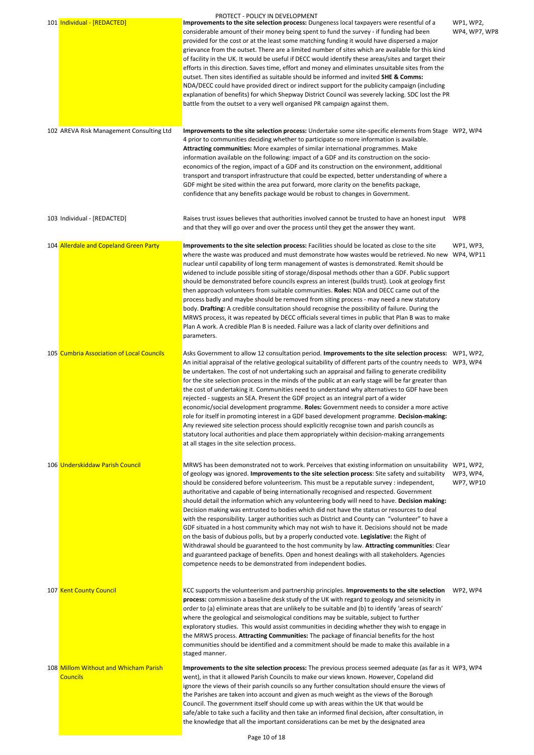PROTECT - POLICY IN DEVELOPMENT

| No. | Respondent | Summary | Work Packages |
|---|---|---|---|
| 101 | Individual - [REDACTED] | **Improvements to the site selection process:** Dungeness local taxpayers were resentful of a considerable amount of their money being spent to fund the survey - if funding had been provided for the cost or at the least some matching funding it would have dispersed a major grievance from the outset. There are a limited number of sites which are available for this kind of facility in the UK. It would be useful if DECC would identify these areas/sites and target their efforts in this direction. Saves time, effort and money and eliminates unsuitable sites from the outset. Then sites identified as suitable should be informed and invited **SHE & Comms:** NDA/DECC could have provided direct or indirect support for the publicity campaign (including explanation of benefits) for which Shepway District Council was severely lacking. SDC lost the PR battle from the outset to a very well organised PR campaign against them. | WP1, WP2, WP4, WP7, WP8 |
| 102 | AREVA Risk Management Consulting Ltd | **Improvements to the site selection process:** Undertake some site-specific elements from Stage 4 prior to communities deciding whether to participate so more information is available. **Attracting communities:** More examples of similar international programmes. Make information available on the following: impact of a GDF and its construction on the socio-economics of the region, impact of a GDF and its construction on the environment, additional transport and transport infrastructure that could be expected, better understanding of where a GDF might be sited within the area put forward, more clarity on the benefits package, confidence that any benefits package would be robust to changes in Government. | WP2, WP4 |
| 103 | Individual - [REDACTED] | Raises trust issues believes that authorities involved cannot be trusted to have an honest input and that they will go over and over the process until they get the answer they want. | WP8 |
| 104 | Allerdale and Copeland Green Party | **Improvements to the site selection process:** Facilities should be located as close to the site where the waste was produced and must demonstrate how wastes would be retrieved. No new nuclear until capability of long term management of wastes is demonstrated. Remit should be widened to include possible siting of storage/disposal methods other than a GDF. Public support should be demonstrated before councils express an interest (builds trust). Look at geology first then approach volunteers from suitable communities. **Roles:** NDA and DECC came out of the process badly and maybe should be removed from siting process - may need a new statutory body. **Drafting:** A credible consultation should recognise the possibility of failure. During the MRWS process, it was repeated by DECC officials several times in public that Plan B was to make Plan A work. A credible Plan B is needed. Failure was a lack of clarity over definitions and parameters. | WP1, WP3, WP4, WP11 |
| 105 | Cumbria Association of Local Councils | Asks Government to allow 12 consultation period. **Improvements to the site selection process:** An initial appraisal of the relative geological suitability of different parts of the country needs to be undertaken. The cost of not undertaking such an appraisal and failing to generate credibility for the site selection process in the minds of the public at an early stage will be far greater than the cost of undertaking it. Communities need to understand why alternatives to GDF have been rejected - suggests an SEA. Present the GDF project as an integral part of a wider economic/social development programme. **Roles:** Government needs to consider a more active role for itself in promoting interest in a GDF based development programme. **Decision-making:** Any reviewed site selection process should explicitly recognise town and parish councils as statutory local authorities and place them appropriately within decision-making arrangements at all stages in the site selection process. | WP1, WP2, WP3, WP4 |
| 106 | Underskiddaw Parish Council | MRWS has been demonstrated not to work. Perceives that existing information on unsuitability of geology was ignored. **Improvements to the site selection process**: Site safety and suitability should be considered before volunteerism. This must be a reputable survey : independent, authoritative and capable of being internationally recognised and respected. Government should detail the information which any volunteering body will need to have. **Decision making:** Decision making was entrusted to bodies which did not have the status or resources to deal with the responsibility. Larger authorities such as District and County can "volunteer" to have a GDF situated in a host community which may not wish to have it. Decisions should not be made on the basis of dubious polls, but by a properly conducted vote. **Legislative:** the Right of Withdrawal should be guaranteed to the host community by law. **Attracting communities**: Clear and guaranteed package of benefits. Open and honest dealings with all stakeholders. Agencies competence needs to be demonstrated from independent bodies. | WP1, WP2, WP3, WP4, WP7, WP10 |
| 107 | Kent County Council | KCC supports the volunteerism and partnership principles. **Improvements to the site selection process:** commission a baseline desk study of the UK with regard to geology and seismicity in order to (a) eliminate areas that are unlikely to be suitable and (b) to identify 'areas of search' where the geological and seismological conditions may be suitable, subject to further exploratory studies. This would assist communities in deciding whether they wish to engage in the MRWS process. **Attracting Communities:** The package of financial benefits for the host communities should be identified and a commitment should be made to make this available in a staged manner. | WP2, WP4 |
| 108 | Millom Without and Whicham Parish Councils | **Improvements to the site selection process:** The previous process seemed adequate (as far as it went), in that it allowed Parish Councils to make our views known. However, Copeland did ignore the views of their parish councils so any further consultation should ensure the views of the Parishes are taken into account and given as much weight as the views of the Borough Council. The government itself should come up with areas within the UK that would be safe/able to take such a facility and then take an informed final decision, after consultation, in the knowledge that all the important considerations can be met by the designated area | WP3, WP4 |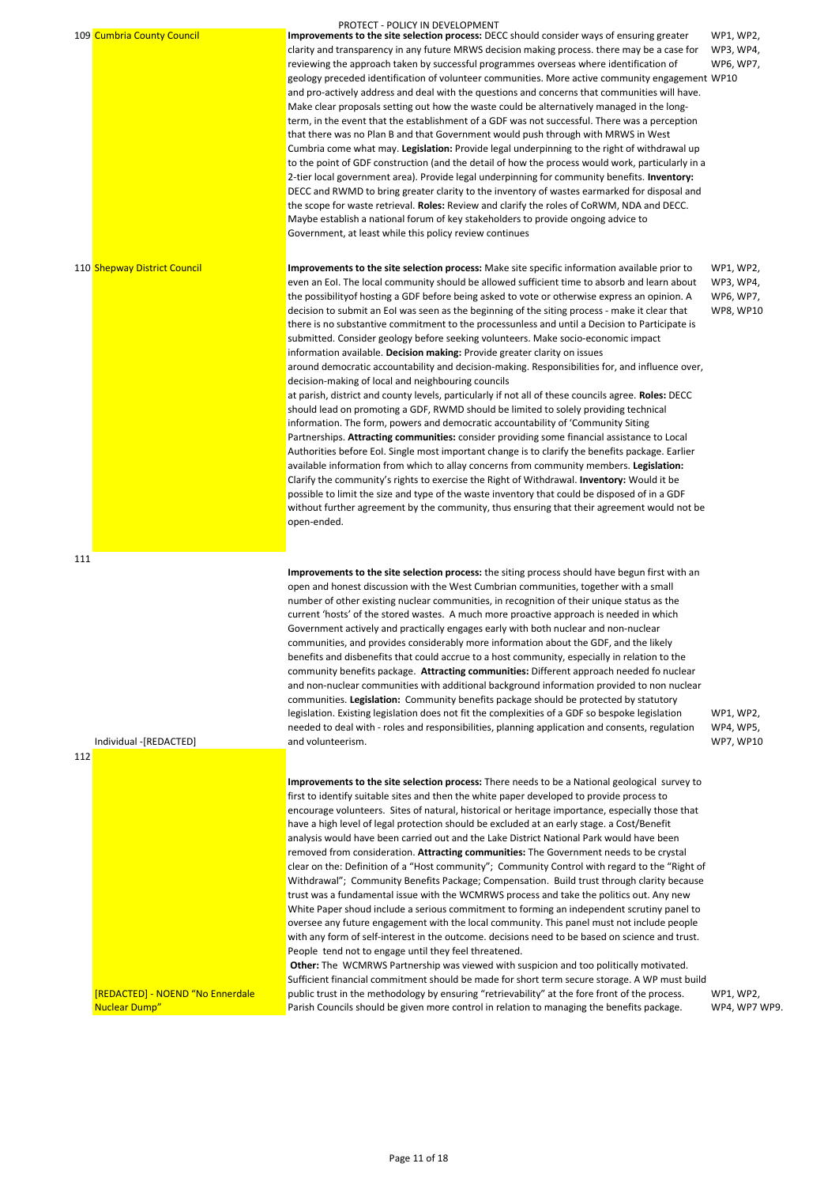PROTECT - POLICY IN DEVELOPMENT

| No. | Respondent | Comments | Work Packages |
|---|---|---|---|
| 109 | Cumbria County Council | **Improvements to the site selection process:** DECC should consider ways of ensuring greater clarity and transparency in any future MRWS decision making process. there may be a case for reviewing the approach taken by successful programmes overseas where identification of geology preceded identification of volunteer communities. More active community engagement and pro-actively address and deal with the questions and concerns that communities will have. Make clear proposals setting out how the waste could be alternatively managed in the long-term, in the event that the establishment of a GDF was not successful. There was a perception that there was no Plan B and that Government would push through with MRWS in West Cumbria come what may. **Legislation:** Provide legal underpinning to the right of withdrawal up to the point of GDF construction (and the detail of how the process would work, particularly in a 2-tier local government area). Provide legal underpinning for community benefits. **Inventory:** DECC and RWMD to bring greater clarity to the inventory of wastes earmarked for disposal and the scope for waste retrieval. **Roles:** Review and clarify the roles of CoRWM, NDA and DECC. Maybe establish a national forum of key stakeholders to provide ongoing advice to Government, at least while this policy review continues | WP1, WP2, WP3, WP4, WP6, WP7, WP10 |
| 110 | Shepway District Council | **Improvements to the site selection process:** Make site specific information available prior to even an EoI. The local community should be allowed sufficient time to absorb and learn about the possibilityof hosting a GDF before being asked to vote or otherwise express an opinion. A decision to submit an EoI was seen as the beginning of the siting process - make it clear that there is no substantive commitment to the processunless and until a Decision to Participate is submitted. Consider geology before seeking volunteers. Make socio-economic impact information available. **Decision making:** Provide greater clarity on issues around democratic accountability and decision-making. Responsibilities for, and influence over, decision-making of local and neighbouring councils at parish, district and county levels, particularly if not all of these councils agree. **Roles:** DECC should lead on promoting a GDF, RWMD should be limited to solely providing technical information. The form, powers and democratic accountability of 'Community Siting Partnerships. **Attracting communities:** consider providing some financial assistance to Local Authorities before EoI. Single most important change is to clarify the benefits package. Earlier available information from which to allay concerns from community members. **Legislation:** Clarify the community's rights to exercise the Right of Withdrawal. **Inventory:** Would it be possible to limit the size and type of the waste inventory that could be disposed of in a GDF without further agreement by the community, thus ensuring that their agreement would not be open-ended. | WP1, WP2, WP3, WP4, WP6, WP7, WP8, WP10 |
| 111 | Individual -[REDACTED] | **Improvements to the site selection process:** the siting process should have begun first with an open and honest discussion with the West Cumbrian communities, together with a small number of other existing nuclear communities, in recognition of their unique status as the current 'hosts' of the stored wastes. A much more proactive approach is needed in which Government actively and practically engages early with both nuclear and non-nuclear communities, and provides considerably more information about the GDF, and the likely benefits and disbenefits that could accrue to a host community, especially in relation to the community benefits package. **Attracting communities:** Different approach needed fo nuclear and non-nuclear communities with additional background information provided to non nuclear communities. **Legislation:** Community benefits package should be protected by statutory legislation. Existing legislation does not fit the complexities of a GDF so bespoke legislation needed to deal with - roles and responsibilities, planning application and consents, regulation and volunteerism. | WP1, WP2, WP4, WP5, WP7, WP10 |
| 112 | [REDACTED] - NOEND "No Ennerdale Nuclear Dump" | **Improvements to the site selection process:** There needs to be a National geological survey to first to identify suitable sites and then the white paper developed to provide process to encourage volunteers. Sites of natural, historical or heritage importance, especially those that have a high level of legal protection should be excluded at an early stage. a Cost/Benefit analysis would have been carried out and the Lake District National Park would have been removed from consideration. **Attracting communities:** The Government needs to be crystal clear on the: Definition of a "Host community"; Community Control with regard to the "Right of Withdrawal"; Community Benefits Package; Compensation. Build trust through clarity because trust was a fundamental issue with the WCMRWS process and take the politics out. Any new White Paper shoud include a serious commitment to forming an independent scrutiny panel to oversee any future engagement with the local community. This panel must not include people with any form of self-interest in the outcome. decisions need to be based on science and trust. People tend not to engage until they feel threatened. **Other:** The WCMRWS Partnership was viewed with suspicion and too politically motivated. Sufficient financial commitment should be made for short term secure storage. A WP must build public trust in the methodology by ensuring "retrievability" at the fore front of the process. Parish Councils should be given more control in relation to managing the benefits package. | WP1, WP2, WP4, WP7 WP9. |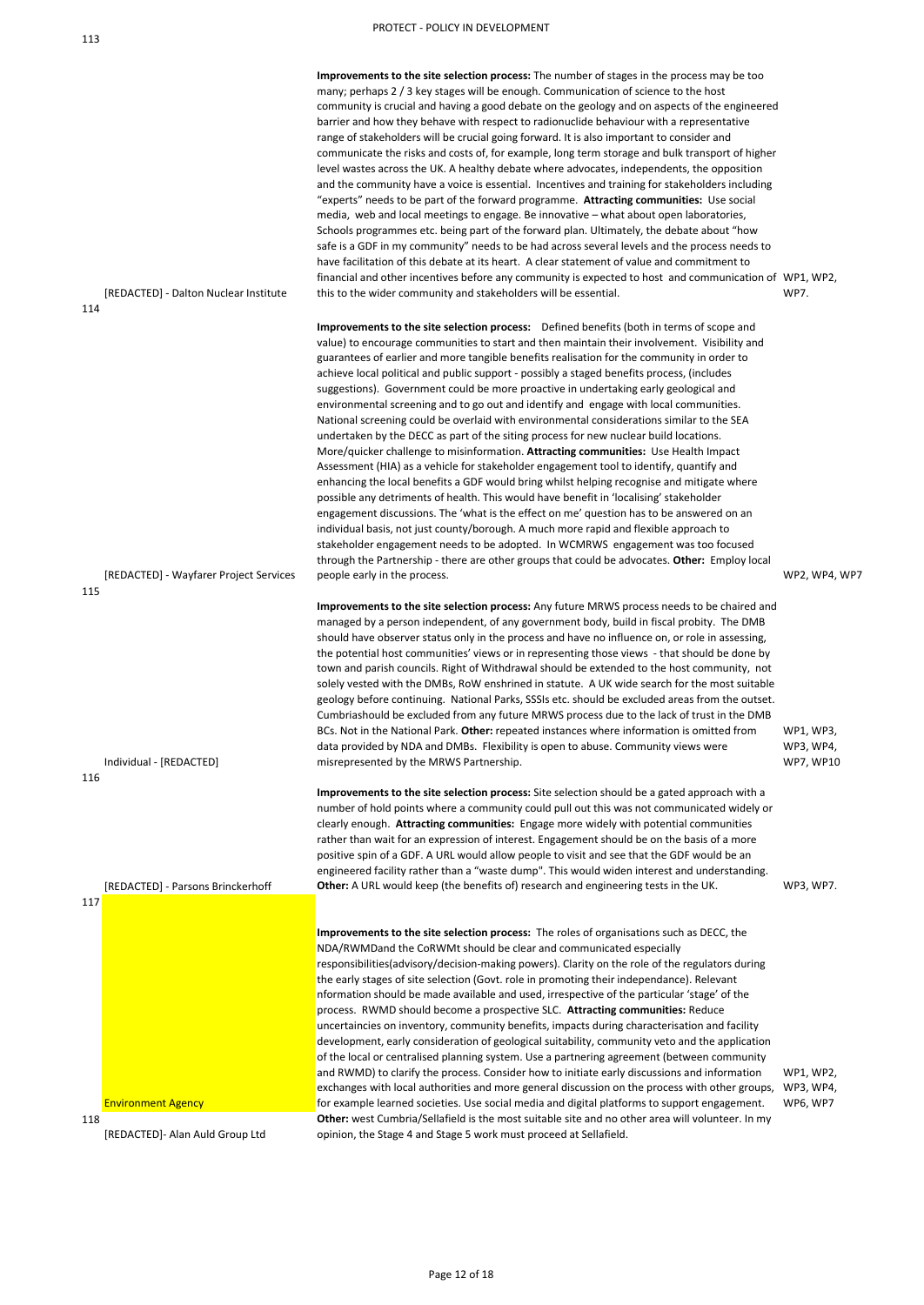| | | | |
|---|---|---|---|
| 113 | [REDACTED] - Dalton Nuclear Institute | **Improvements to the site selection process:** The number of stages in the process may be too many; perhaps 2 / 3 key stages will be enough. Communication of science to the host community is crucial and having a good debate on the geology and on aspects of the engineered barrier and how they behave with respect to radionuclide behaviour with a representative range of stakeholders will be crucial going forward. It is also important to consider and communicate the risks and costs of, for example, long term storage and bulk transport of higher level wastes across the UK. A healthy debate where advocates, independents, the opposition and the community have a voice is essential. Incentives and training for stakeholders including "experts" needs to be part of the forward programme. **Attracting communities:** Use social media, web and local meetings to engage. Be innovative – what about open laboratories, Schools programmes etc. being part of the forward plan. Ultimately, the debate about "how safe is a GDF in my community" needs to be had across several levels and the process needs to have facilitation of this debate at its heart. A clear statement of value and commitment to financial and other incentives before any community is expected to host and communication of this to the wider community and stakeholders will be essential. | WP1, WP2, WP7. |
| 114 | [REDACTED] - Wayfarer Project Services | **Improvements to the site selection process:** Defined benefits (both in terms of scope and value) to encourage communities to start and then maintain their involvement. Visibility and guarantees of earlier and more tangible benefits realisation for the community in order to achieve local political and public support - possibly a staged benefits process, (includes suggestions). Government could be more proactive in undertaking early geological and environmental screening and to go out and identify and engage with local communities. National screening could be overlaid with environmental considerations similar to the SEA undertaken by the DECC as part of the siting process for new nuclear build locations. More/quicker challenge to misinformation. **Attracting communities:** Use Health Impact Assessment (HIA) as a vehicle for stakeholder engagement tool to identify, quantify and enhancing the local benefits a GDF would bring whilst helping recognise and mitigate where possible any detriments of health. This would have benefit in 'localising' stakeholder engagement discussions. The 'what is the effect on me' question has to be answered on an individual basis, not just county/borough. A much more rapid and flexible approach to stakeholder engagement needs to be adopted. In WCMRWS engagement was too focused through the Partnership - there are other groups that could be advocates. **Other:** Employ local people early in the process. | WP2, WP4, WP7 |
| 115 | Individual - [REDACTED] | **Improvements to the site selection process:** Any future MRWS process needs to be chaired and managed by a person independent, of any government body, build in fiscal probity. The DMB should have observer status only in the process and have no influence on, or role in assessing, the potential host communities' views or in representing those views - that should be done by town and parish councils. Right of Withdrawal should be extended to the host community, not solely vested with the DMBs, RoW enshrined in statute. A UK wide search for the most suitable geology before continuing. National Parks, SSSIs etc. should be excluded areas from the outset. Cumbriashould be excluded from any future MRWS process due to the lack of trust in the DMB BCs. Not in the National Park. **Other:** repeated instances where information is omitted from data provided by NDA and DMBs. Flexibility is open to abuse. Community views were misrepresented by the MRWS Partnership. | WP1, WP3, WP3, WP4, WP7, WP10 |
| 116 | [REDACTED] - Parsons Brinckerhoff | **Improvements to the site selection process:** Site selection should be a gated approach with a number of hold points where a community could pull out this was not communicated widely or clearly enough. **Attracting communities:** Engage more widely with potential communities rather than wait for an expression of interest. Engagement should be on the basis of a more positive spin of a GDF. A URL would allow people to visit and see that the GDF would be an engineered facility rather than a "waste dump". This would widen interest and understanding. **Other:** A URL would keep (the benefits of) research and engineering tests in the UK. | WP3, WP7. |
| 117 | Environment Agency | **Improvements to the site selection process:** The roles of organisations such as DECC, the NDA/RWMDand the CoRWMt should be clear and communicated especially responsibilities(advisory/decision-making powers). Clarity on the role of the regulators during the early stages of site selection (Govt. role in promoting their independance). Relevant nformation should be made available and used, irrespective of the particular 'stage' of the process. RWMD should become a prospective SLC. **Attracting communities:** Reduce uncertaincies on inventory, community benefits, impacts during characterisation and facility development, early consideration of geological suitability, community veto and the application of the local or centralised planning system. Use a partnering agreement (between community and RWMD) to clarify the process. Consider how to initiate early discussions and information exchanges with local authorities and more general discussion on the process with other groups, for example learned societies. Use social media and digital platforms to support engagement. | WP1, WP2, WP3, WP4, WP6, WP7 |
| 118 | [REDACTED]- Alan Auld Group Ltd | **Other:** west Cumbria/Sellafield is the most suitable site and no other area will volunteer. In my opinion, the Stage 4 and Stage 5 work must proceed at Sellafield. | |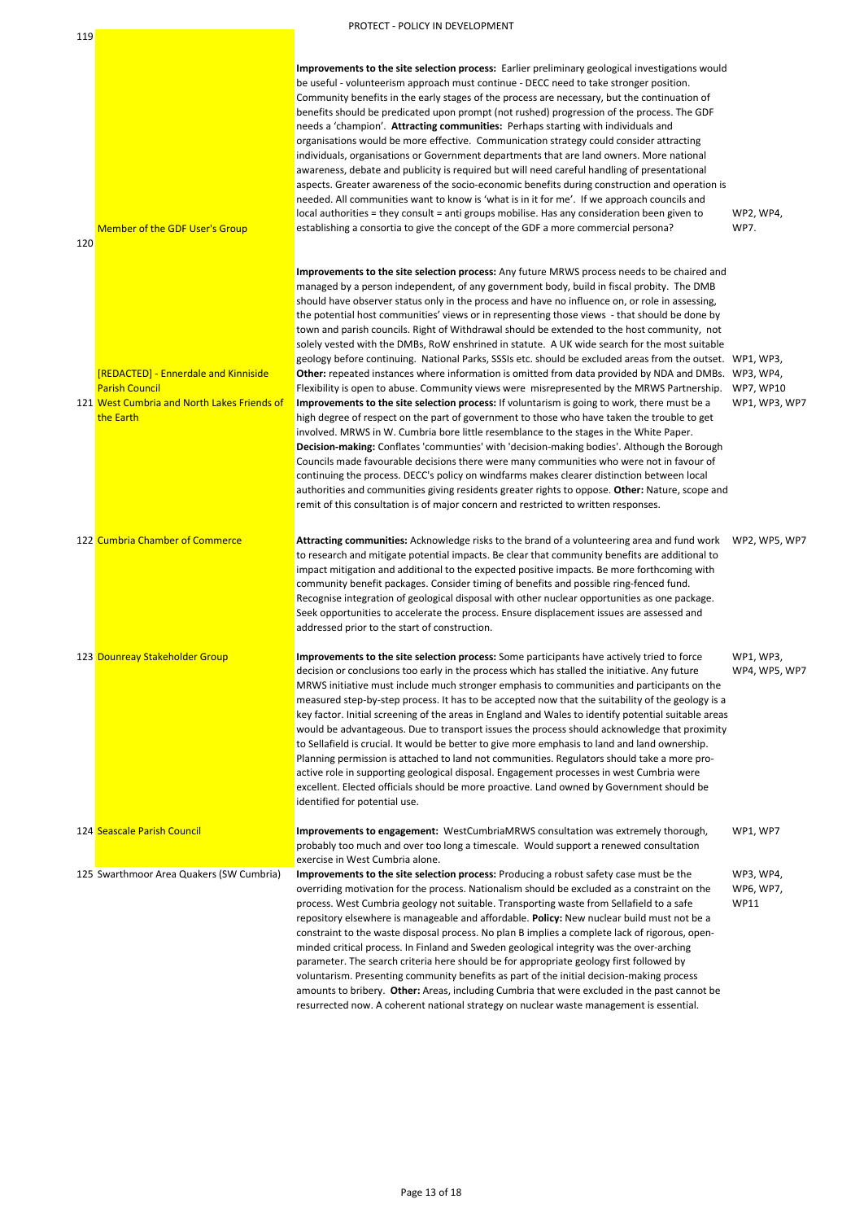PROTECT - POLICY IN DEVELOPMENT

| No. | Respondent | Summary | Themes |
|---|---|---|---|
| 119 | Member of the GDF User's Group | **Improvements to the site selection process:** Earlier preliminary geological investigations would be useful - volunteerism approach must continue - DECC need to take stronger position. Community benefits in the early stages of the process are necessary, but the continuation of benefits should be predicated upon prompt (not rushed) progression of the process. The GDF needs a 'champion'. **Attracting communities:** Perhaps starting with individuals and organisations would be more effective. Communication strategy could consider attracting individuals, organisations or Government departments that are land owners. More national awareness, debate and publicity is required but will need careful handling of presentational aspects. Greater awareness of the socio-economic benefits during construction and operation is needed. All communities want to know is 'what is in it for me'. If we approach councils and local authorities = they consult = anti groups mobilise. Has any consideration been given to establishing a consortia to give the concept of the GDF a more commercial persona? | WP2, WP4, WP7. |
| 120 | [REDACTED] - Ennerdale and Kinniside Parish Council | **Improvements to the site selection process:** Any future MRWS process needs to be chaired and managed by a person independent, of any government body, build in fiscal probity. The DMB should have observer status only in the process and have no influence on, or role in assessing, the potential host communities' views or in representing those views - that should be done by town and parish councils. Right of Withdrawal should be extended to the host community, not solely vested with the DMBs, RoW enshrined in statute. A UK wide search for the most suitable geology before continuing. National Parks, SSSIs etc. should be excluded areas from the outset. **Other:** repeated instances where information is omitted from data provided by NDA and DMBs. Flexibility is open to abuse. Community views were misrepresented by the MRWS Partnership. | WP1, WP3, WP3, WP4, WP7, WP10 |
| 121 | West Cumbria and North Lakes Friends of the Earth | **Improvements to the site selection process:** If voluntarism is going to work, there must be a high degree of respect on the part of government to those who have taken the trouble to get involved. MRWS in W. Cumbria bore little resemblance to the stages in the White Paper. **Decision-making:** Conflates 'communities' with 'decision-making bodies'. Although the Borough Councils made favourable decisions there were many communities who were not in favour of continuing the process. DECC's policy on windfarms makes clearer distinction between local authorities and communities giving residents greater rights to oppose. **Other:** Nature, scope and remit of this consultation is of major concern and restricted to written responses. | WP1, WP3, WP7 |
| 122 | Cumbria Chamber of Commerce | **Attracting communities:** Acknowledge risks to the brand of a volunteering area and fund work to research and mitigate potential impacts. Be clear that community benefits are additional to impact mitigation and additional to the expected positive impacts. Be more forthcoming with community benefit packages. Consider timing of benefits and possible ring-fenced fund. Recognise integration of geological disposal with other nuclear opportunities as one package. Seek opportunities to accelerate the process. Ensure displacement issues are assessed and addressed prior to the start of construction. | WP2, WP5, WP7 |
| 123 | Dounreay Stakeholder Group | **Improvements to the site selection process:** Some participants have actively tried to force decision or conclusions too early in the process which has stalled the initiative. Any future MRWS initiative must include much stronger emphasis to communities and participants on the measured step-by-step process. It has to be accepted now that the suitability of the geology is a key factor. Initial screening of the areas in England and Wales to identify potential suitable areas would be advantageous. Due to transport issues the process should acknowledge that proximity to Sellafield is crucial. It would be better to give more emphasis to land and land ownership. Planning permission is attached to land not communities. Regulators should take a more pro-active role in supporting geological disposal. Engagement processes in west Cumbria were excellent. Elected officials should be more proactive. Land owned by Government should be identified for potential use. | WP1, WP3, WP4, WP5, WP7 |
| 124 | Seascale Parish Council | **Improvements to engagement:** WestCumbriaMRWS consultation was extremely thorough, probably too much and over too long a timescale. Would support a renewed consultation exercise in West Cumbria alone. | WP1, WP7 |
| 125 | Swarthmoor Area Quakers (SW Cumbria) | **Improvements to the site selection process:** Producing a robust safety case must be the overriding motivation for the process. Nationalism should be excluded as a constraint on the process. West Cumbria geology not suitable. Transporting waste from Sellafield to a safe repository elsewhere is manageable and affordable. **Policy:** New nuclear build must not be a constraint to the waste disposal process. No plan B implies a complete lack of rigorous, open-minded critical process. In Finland and Sweden geological integrity was the over-arching parameter. The search criteria here should be for appropriate geology first followed by voluntarism. Presenting community benefits as part of the initial decision-making process amounts to bribery. **Other:** Areas, including Cumbria that were excluded in the past cannot be resurrected now. A coherent national strategy on nuclear waste management is essential. | WP3, WP4, WP6, WP7, WP11 |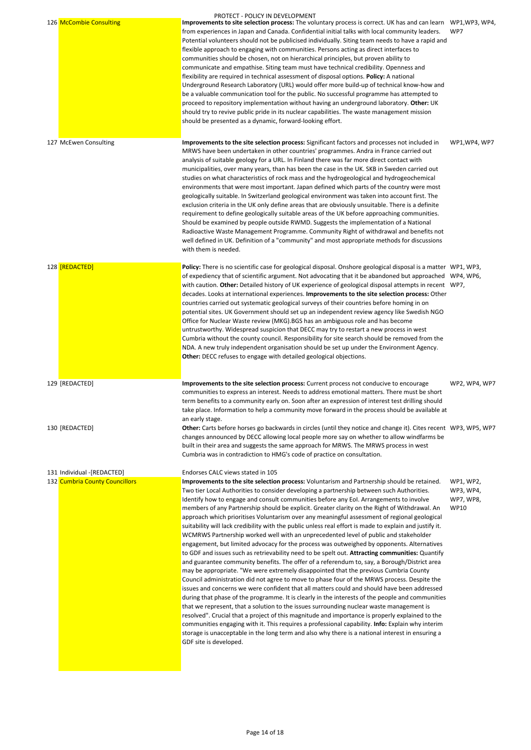PROTECT - POLICY IN DEVELOPMENT

| | | | |
|---|---|---|---|
| 126 | McCombie Consulting | **Improvements to site selection process:** The voluntary process is correct. UK has and can learn from experiences in Japan and Canada. Confidential initial talks with local community leaders. Potential volunteers should not be publicised individually. Siting team needs to have a rapid and flexible approach to engaging with communities. Persons acting as direct interfaces to communities should be chosen, not on hierarchical principles, but proven ability to communicate and empathise. Siting team must have technical credibility. Openness and flexibility are required in technical assessment of disposal options. **Policy:** A national Underground Research Laboratory (URL) would offer more build-up of technical know-how and be a valuable communication tool for the public. No successful programme has attempted to proceed to repository implementation without having an underground laboratory. **Other:** UK should try to revive public pride in its nuclear capabilities. The waste management mission should be presented as a dynamic, forward-looking effort. | WP1,WP3, WP4, WP7 |
| 127 | McEwen Consulting | **Improvements to the site selection process:** Significant factors and processes not included in MRWS have been undertaken in other countries' programmes. Andra in France carried out analysis of suitable geology for a URL. In Finland there was far more direct contact with municipalities, over many years, than has been the case in the UK. SKB in Sweden carried out studies on what characteristics of rock mass and the hydrogeological and hydrogeochemical environments that were most important. Japan defined which parts of the country were most geologically suitable. In Switzerland geological environment was taken into account first. The exclusion criteria in the UK only define areas that are obviously unsuitable. There is a definite requirement to define geologically suitable areas of the UK before approaching communities. Should be examined by people outside RWMD. Suggests the implementation of a National Radioactive Waste Management Programme. Community Right of withdrawal and benefits not well defined in UK. Definition of a "community" and most appropriate methods for discussions with them is needed. | WP1,WP4, WP7 |
| 128 | [REDACTED] | **Policy:** There is no scientific case for geological disposal. Onshore geological disposal is a matter of expediency that of scientific argument. Not advocating that it be abandoned but approached with caution. **Other:** Detailed history of UK experience of geological disposal attempts in recent decades. Looks at international experiences. **Improvements to the site selection process:** Other countries carried out systematic geological surveys of their countries before homing in on potential sites. UK Government should set up an independent review agency like Swedish NGO Office for Nuclear Waste review (MKG).BGS has an ambiguous role and has become untrustworthy. Widespread suspicion that DECC may try to restart a new process in west Cumbria without the county council. Responsibility for site search should be removed from the NDA. A new truly independent organisation should be set up under the Environment Agency. **Other:** DECC refuses to engage with detailed geological objections. | WP1, WP3, WP4, WP6, WP7, |
| 129 | [REDACTED] | **Improvements to the site selection process:** Current process not conducive to encourage communities to express an interest. Needs to address emotional matters. There must be short term benefits to a community early on. Soon after an expression of interest test drilling should take place. Information to help a community move forward in the process should be available at an early stage. | WP2, WP4, WP7 |
| 130 | [REDACTED] | **Other:** Carts before horses go backwards in circles (until they notice and change it). Cites recent changes announced by DECC allowing local people more say on whether to allow windfarms be built in their area and suggests the same approach for MRWS. The MRWS process in west Cumbria was in contradiction to HMG's code of practice on consultation. | WP3, WP5, WP7 |
| 131 | Individual -[REDACTED] | Endorses CALC views stated in 105 | |
| 132 | Cumbria County Councillors | **Improvements to the site selection process:** Voluntarism and Partnership should be retained. Two tier Local Authorities to consider developing a partnership between such Authorities. Identify how to engage and consult communities before any EoI. Arrangements to involve members of any Partnership should be explicit. Greater clarity on the Right of Withdrawal. An approach which prioritises Voluntarism over any meaningful assessment of regional geological suitability will lack credibility with the public unless real effort is made to explain and justify it. WCMRWS Partnership worked well with an unprecedented level of public and stakeholder engagement, but limited advocacy for the process was outweighed by opponents. Alternatives to GDF and issues such as retrievability need to be spelt out. **Attracting communities:** Quantify and guarantee community benefits. The offer of a referendum to, say, a Borough/District area may be appropriate. "We were extremely disappointed that the previous Cumbria County Council administration did not agree to move to phase four of the MRWS process. Despite the issues and concerns we were confident that all matters could and should have been addressed during that phase of the programme. It is clearly in the interests of the people and communities that we represent, that a solution to the issues surrounding nuclear waste management is resolved". Crucial that a project of this magnitude and importance is properly explained to the communities engaging with it. This requires a professional capability. **Info:** Explain why interim storage is unacceptable in the long term and also why there is a national interest in ensuring a GDF site is developed. | WP1, WP2, WP3, WP4, WP7, WP8, WP10 |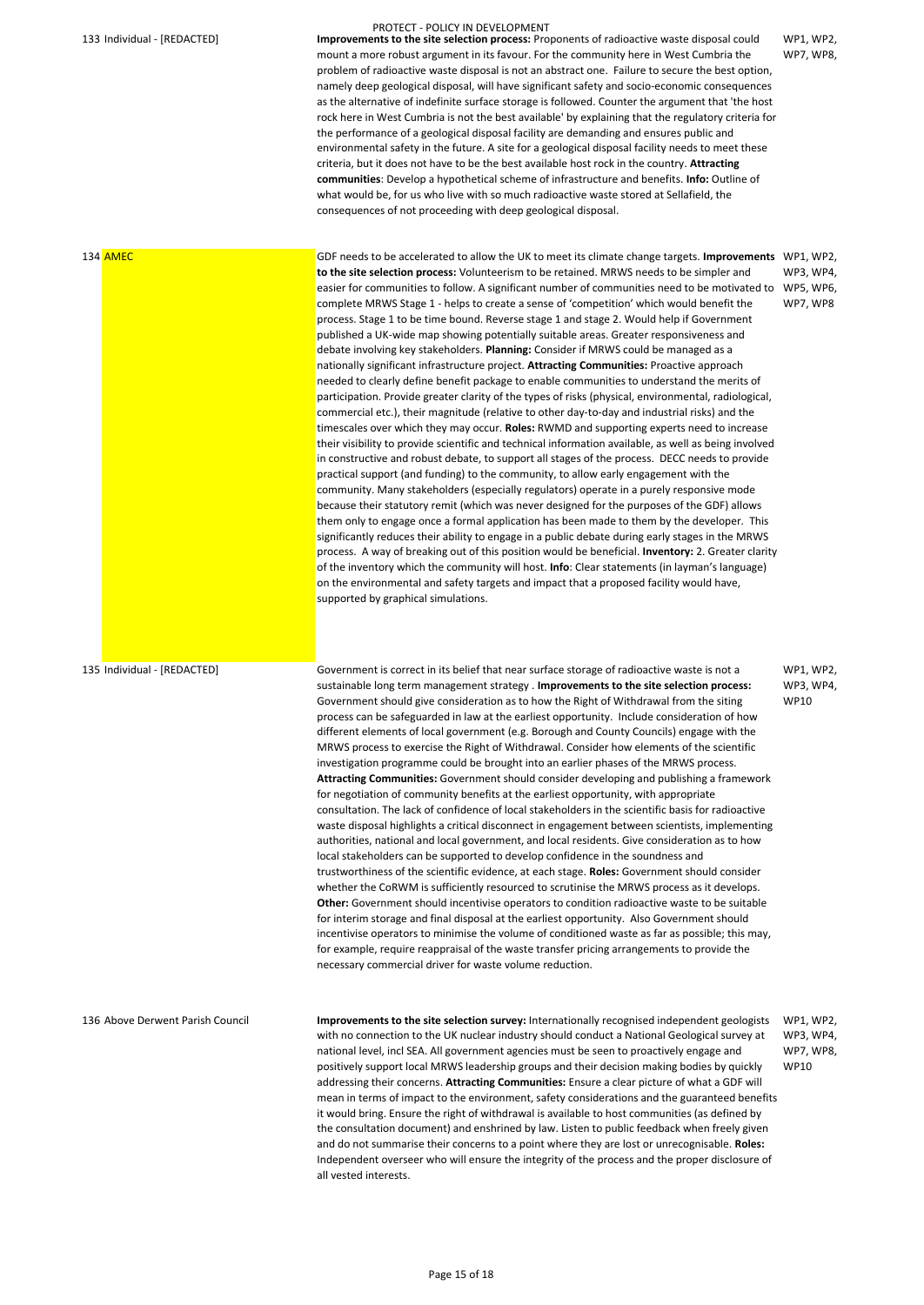PROTECT - POLICY IN DEVELOPMENT

| No. | Respondent | Comment | Work Packages |
|---|---|---|---|
| 133 | Individual - [REDACTED] | **Improvements to the site selection process:** Proponents of radioactive waste disposal could mount a more robust argument in its favour. For the community here in West Cumbria the problem of radioactive waste disposal is not an abstract one. Failure to secure the best option, namely deep geological disposal, will have significant safety and socio-economic consequences as the alternative of indefinite surface storage is followed. Counter the argument that 'the host rock here in West Cumbria is not the best available' by explaining that the regulatory criteria for the performance of a geological disposal facility are demanding and ensures public and environmental safety in the future. A site for a geological disposal facility needs to meet these criteria, but it does not have to be the best available host rock in the country. **Attracting communities**: Develop a hypothetical scheme of infrastructure and benefits. **Info:** Outline of what would be, for us who live with so much radioactive waste stored at Sellafield, the consequences of not proceeding with deep geological disposal. | WP1, WP2, WP7, WP8, |
| 134 | AMEC | GDF needs to be accelerated to allow the UK to meet its climate change targets. **Improvements to the site selection process:** Volunteerism to be retained. MRWS needs to be simpler and easier for communities to follow. A significant number of communities need to be motivated to complete MRWS Stage 1 - helps to create a sense of 'competition' which would benefit the process. Stage 1 to be time bound. Reverse stage 1 and stage 2. Would help if Government published a UK-wide map showing potentially suitable areas. Greater responsiveness and debate involving key stakeholders. **Planning:** Consider if MRWS could be managed as a nationally significant infrastructure project. **Attracting Communities:** Proactive approach needed to clearly define benefit package to enable communities to understand the merits of participation. Provide greater clarity of the types of risks (physical, environmental, radiological, commercial etc.), their magnitude (relative to other day-to-day and industrial risks) and the timescales over which they may occur. **Roles:** RWMD and supporting experts need to increase their visibility to provide scientific and technical information available, as well as being involved in constructive and robust debate, to support all stages of the process. DECC needs to provide practical support (and funding) to the community, to allow early engagement with the community. Many stakeholders (especially regulators) operate in a purely responsive mode because their statutory remit (which was never designed for the purposes of the GDF) allows them only to engage once a formal application has been made to them by the developer. This significantly reduces their ability to engage in a public debate during early stages in the MRWS process. A way of breaking out of this position would be beneficial. **Inventory:** 2. Greater clarity of the inventory which the community will host. **Info**: Clear statements (in layman's language) on the environmental and safety targets and impact that a proposed facility would have, supported by graphical simulations. | WP1, WP2, WP3, WP4, WP5, WP6, WP7, WP8 |
| 135 | Individual - [REDACTED] | Government is correct in its belief that near surface storage of radioactive waste is not a sustainable long term management strategy . **Improvements to the site selection process:** Government should give consideration as to how the Right of Withdrawal from the siting process can be safeguarded in law at the earliest opportunity. Include consideration of how different elements of local government (e.g. Borough and County Councils) engage with the MRWS process to exercise the Right of Withdrawal. Consider how elements of the scientific investigation programme could be brought into an earlier phases of the MRWS process. **Attracting Communities:** Government should consider developing and publishing a framework for negotiation of community benefits at the earliest opportunity, with appropriate consultation. The lack of confidence of local stakeholders in the scientific basis for radioactive waste disposal highlights a critical disconnect in engagement between scientists, implementing authorities, national and local government, and local residents. Give consideration as to how local stakeholders can be supported to develop confidence in the soundness and trustworthiness of the scientific evidence, at each stage. **Roles:** Government should consider whether the CoRWM is sufficiently resourced to scrutinise the MRWS process as it develops. **Other:** Government should incentivise operators to condition radioactive waste to be suitable for interim storage and final disposal at the earliest opportunity. Also Government should incentivise operators to minimise the volume of conditioned waste as far as possible; this may, for example, require reappraisal of the waste transfer pricing arrangements to provide the necessary commercial driver for waste volume reduction. | WP1, WP2, WP3, WP4, WP10 |
| 136 | Above Derwent Parish Council | **Improvements to the site selection survey:** Internationally recognised independent geologists with no connection to the UK nuclear industry should conduct a National Geological survey at national level, incl SEA. All government agencies must be seen to proactively engage and positively support local MRWS leadership groups and their decision making bodies by quickly addressing their concerns. **Attracting Communities:** Ensure a clear picture of what a GDF will mean in terms of impact to the environment, safety considerations and the guaranteed benefits it would bring. Ensure the right of withdrawal is available to host communities (as defined by the consultation document) and enshrined by law. Listen to public feedback when freely given and do not summarise their concerns to a point where they are lost or unrecognisable. **Roles:** Independent overseer who will ensure the integrity of the process and the proper disclosure of all vested interests. | WP1, WP2, WP3, WP4, WP7, WP8, WP10 |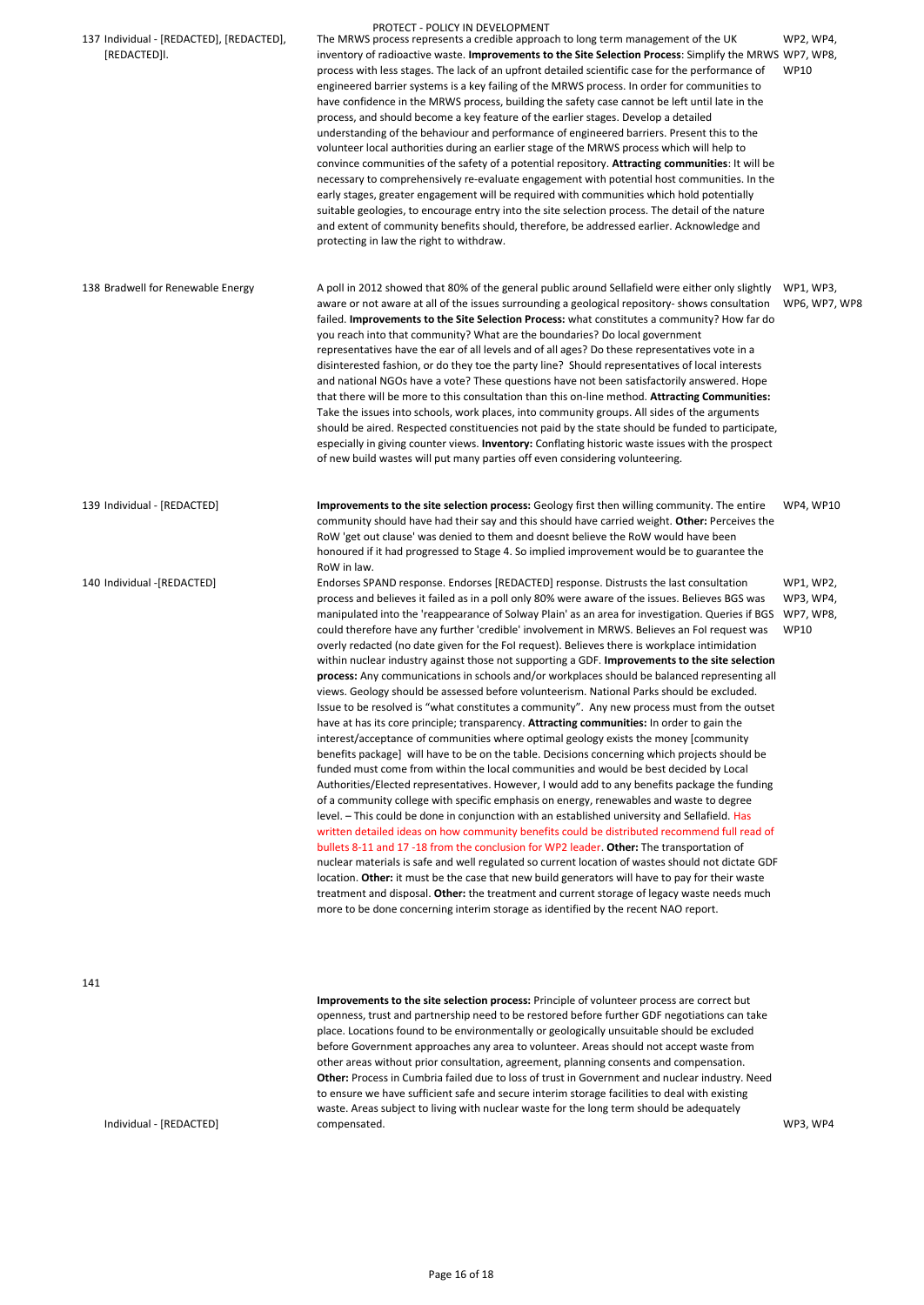PROTECT - POLICY IN DEVELOPMENT

| | | | |
|---|---|---|---|
| 137 | Individual - [REDACTED], [REDACTED], [REDACTED]l. | The MRWS process represents a credible approach to long term management of the UK inventory of radioactive waste. **Improvements to the Site Selection Process**: Simplify the MRWS process with less stages. The lack of an upfront detailed scientific case for the performance of engineered barrier systems is a key failing of the MRWS process. In order for communities to have confidence in the MRWS process, building the safety case cannot be left until late in the process, and should become a key feature of the earlier stages. Develop a detailed understanding of the behaviour and performance of engineered barriers. Present this to the volunteer local authorities during an earlier stage of the MRWS process which will help to convince communities of the safety of a potential repository. **Attracting communities**: It will be necessary to comprehensively re-evaluate engagement with potential host communities. In the early stages, greater engagement will be required with communities which hold potentially suitable geologies, to encourage entry into the site selection process. The detail of the nature and extent of community benefits should, therefore, be addressed earlier. Acknowledge and protecting in law the right to withdraw. | WP2, WP4, WP7, WP8, WP10 |
| 138 | Bradwell for Renewable Energy | A poll in 2012 showed that 80% of the general public around Sellafield were either only slightly aware or not aware at all of the issues surrounding a geological repository- shows consultation failed. **Improvements to the Site Selection Process:** what constitutes a community? How far do you reach into that community? What are the boundaries? Do local government representatives have the ear of all levels and of all ages? Do these representatives vote in a disinterested fashion, or do they toe the party line? Should representatives of local interests and national NGOs have a vote? These questions have not been satisfactorily answered. Hope that there will be more to this consultation than this on-line method. **Attracting Communities:** Take the issues into schools, work places, into community groups. All sides of the arguments should be aired. Respected constituencies not paid by the state should be funded to participate, especially in giving counter views. **Inventory:** Conflating historic waste issues with the prospect of new build wastes will put many parties off even considering volunteering. | WP1, WP3, WP6, WP7, WP8 |
| 139 | Individual - [REDACTED] | **Improvements to the site selection process:** Geology first then willing community. The entire community should have had their say and this should have carried weight. **Other:** Perceives the RoW 'get out clause' was denied to them and doesnt believe the RoW would have been honoured if it had progressed to Stage 4. So implied improvement would be to guarantee the RoW in law. | WP4, WP10 |
| 140 | Individual -[REDACTED] | Endorses SPAND response. Endorses [REDACTED] response. Distrusts the last consultation process and believes it failed as in a poll only 80% were aware of the issues. Believes BGS was manipulated into the 'reappearance of Solway Plain' as an area for investigation. Queries if BGS could therefore have any further 'credible' involvement in MRWS. Believes an FoI request was overly redacted (no date given for the FoI request). Believes there is workplace intimidation within nuclear industry against those not supporting a GDF. **Improvements to the site selection process:** Any communications in schools and/or workplaces should be balanced representing all views. Geology should be assessed before volunteerism. National Parks should be excluded. Issue to be resolved is "what constitutes a community". Any new process must from the outset have at has its core principle; transparency. **Attracting communities:** In order to gain the interest/acceptance of communities where optimal geology exists the money [community benefits package] will have to be on the table. Decisions concerning which projects should be funded must come from within the local communities and would be best decided by Local Authorities/Elected representatives. However, I would add to any benefits package the funding of a community college with specific emphasis on energy, renewables and waste to degree level. – This could be done in conjunction with an established university and Sellafield. Has written detailed ideas on how community benefits could be distributed recommend full read of bullets 8-11 and 17 -18 from the conclusion for WP2 leader. **Other:** The transportation of nuclear materials is safe and well regulated so current location of wastes should not dictate GDF location. **Other:** it must be the case that new build generators will have to pay for their waste treatment and disposal. **Other:** the treatment and current storage of legacy waste needs much more to be done concerning interim storage as identified by the recent NAO report. | WP1, WP2, WP3, WP4, WP7, WP8, WP10 |
| 141 | Individual - [REDACTED] | **Improvements to the site selection process:** Principle of volunteer process are correct but openness, trust and partnership need to be restored before further GDF negotiations can take place. Locations found to be environmentally or geologically unsuitable should be excluded before Government approaches any area to volunteer. Areas should not accept waste from other areas without prior consultation, agreement, planning consents and compensation. **Other:** Process in Cumbria failed due to loss of trust in Government and nuclear industry. Need to ensure we have sufficient safe and secure interim storage facilities to deal with existing waste. Areas subject to living with nuclear waste for the long term should be adequately compensated. | WP3, WP4 |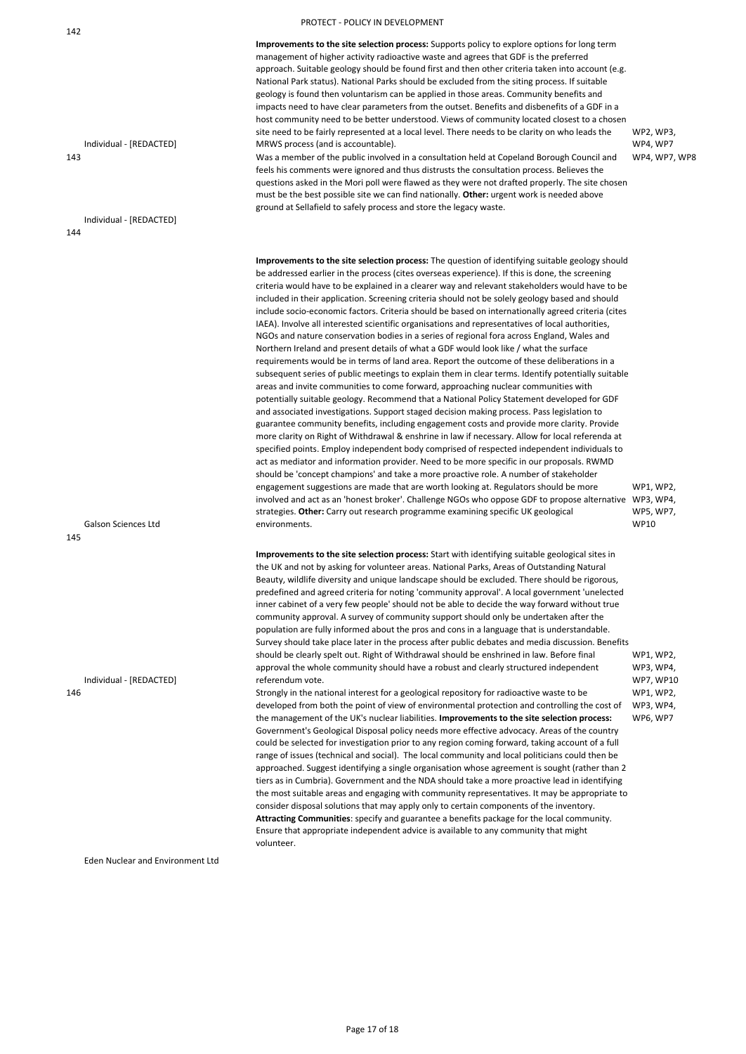PROTECT - POLICY IN DEVELOPMENT

| No. | Respondent | Comments | Work Packages |
|---|---|---|---|
| 142 | Individual - [REDACTED] | **Improvements to the site selection process:** Supports policy to explore options for long term management of higher activity radioactive waste and agrees that GDF is the preferred approach. Suitable geology should be found first and then other criteria taken into account (e.g. National Park status). National Parks should be excluded from the siting process. If suitable geology is found then voluntarism can be applied in those areas. Community benefits and impacts need to have clear parameters from the outset. Benefits and disbenefits of a GDF in a host community need to be better understood. Views of community located closest to a chosen site need to be fairly represented at a local level. There needs to be clarity on who leads the MRWS process (and is accountable). | WP2, WP3, WP4, WP7 |
| 143 | Individual - [REDACTED] | Was a member of the public involved in a consultation held at Copeland Borough Council and feels his comments were ignored and thus distrusts the consultation process. Believes the questions asked in the Mori poll were flawed as they were not drafted properly. The site chosen must be the best possible site we can find nationally. **Other:** urgent work is needed above ground at Sellafield to safely process and store the legacy waste. | WP4, WP7, WP8 |
| 144 | Galson Sciences Ltd | **Improvements to the site selection process:** The question of identifying suitable geology should be addressed earlier in the process (cites overseas experience). If this is done, the screening criteria would have to be explained in a clearer way and relevant stakeholders would have to be included in their application. Screening criteria should not be solely geology based and should include socio-economic factors. Criteria should be based on internationally agreed criteria (cites IAEA). Involve all interested scientific organisations and representatives of local authorities, NGOs and nature conservation bodies in a series of regional fora across England, Wales and Northern Ireland and present details of what a GDF would look like / what the surface requirements would be in terms of land area. Report the outcome of these deliberations in a subsequent series of public meetings to explain them in clear terms. Identify potentially suitable areas and invite communities to come forward, approaching nuclear communities with potentially suitable geology. Recommend that a National Policy Statement developed for GDF and associated investigations. Support staged decision making process. Pass legislation to guarantee community benefits, including engagement costs and provide more clarity. Provide more clarity on Right of Withdrawal & enshrine in law if necessary. Allow for local referenda at specified points. Employ independent body comprised of respected independent individuals to act as mediator and information provider. Need to be more specific in our proposals. RWMD should be 'concept champions' and take a more proactive role. A number of stakeholder engagement suggestions are made that are worth looking at. Regulators should be more involved and act as an 'honest broker'. Challenge NGOs who oppose GDF to propose alternative strategies. **Other:** Carry out research programme examining specific UK geological environments. | WP1, WP2, WP3, WP4, WP5, WP7, WP10 |
| 145 | Individual - [REDACTED] | **Improvements to the site selection process:** Start with identifying suitable geological sites in the UK and not by asking for volunteer areas. National Parks, Areas of Outstanding Natural Beauty, wildlife diversity and unique landscape should be excluded. There should be rigorous, predefined and agreed criteria for noting 'community approval'. A local government 'unelected inner cabinet of a very few people' should not be able to decide the way forward without true community approval. A survey of community support should only be undertaken after the population are fully informed about the pros and cons in a language that is understandable. Survey should take place later in the process after public debates and media discussion. Benefits should be clearly spelt out. Right of Withdrawal should be enshrined in law. Before final approval the whole community should have a robust and clearly structured independent referendum vote. | WP1, WP2, WP3, WP4, WP7, WP10 |
| 146 | Eden Nuclear and Environment Ltd | Strongly in the national interest for a geological repository for radioactive waste to be developed from both the point of view of environmental protection and controlling the cost of the management of the UK's nuclear liabilities. **Improvements to the site selection process:** Government's Geological Disposal policy needs more effective advocacy. Areas of the country could be selected for investigation prior to any region coming forward, taking account of a full range of issues (technical and social). The local community and local politicians could then be approached. Suggest identifying a single organisation whose agreement is sought (rather than 2 tiers as in Cumbria). Government and the NDA should take a more proactive lead in identifying the most suitable areas and engaging with community representatives. It may be appropriate to consider disposal solutions that may apply only to certain components of the inventory. **Attracting Communities**: specify and guarantee a benefits package for the local community. Ensure that appropriate independent advice is available to any community that might volunteer. | WP1, WP2, WP3, WP4, WP6, WP7 |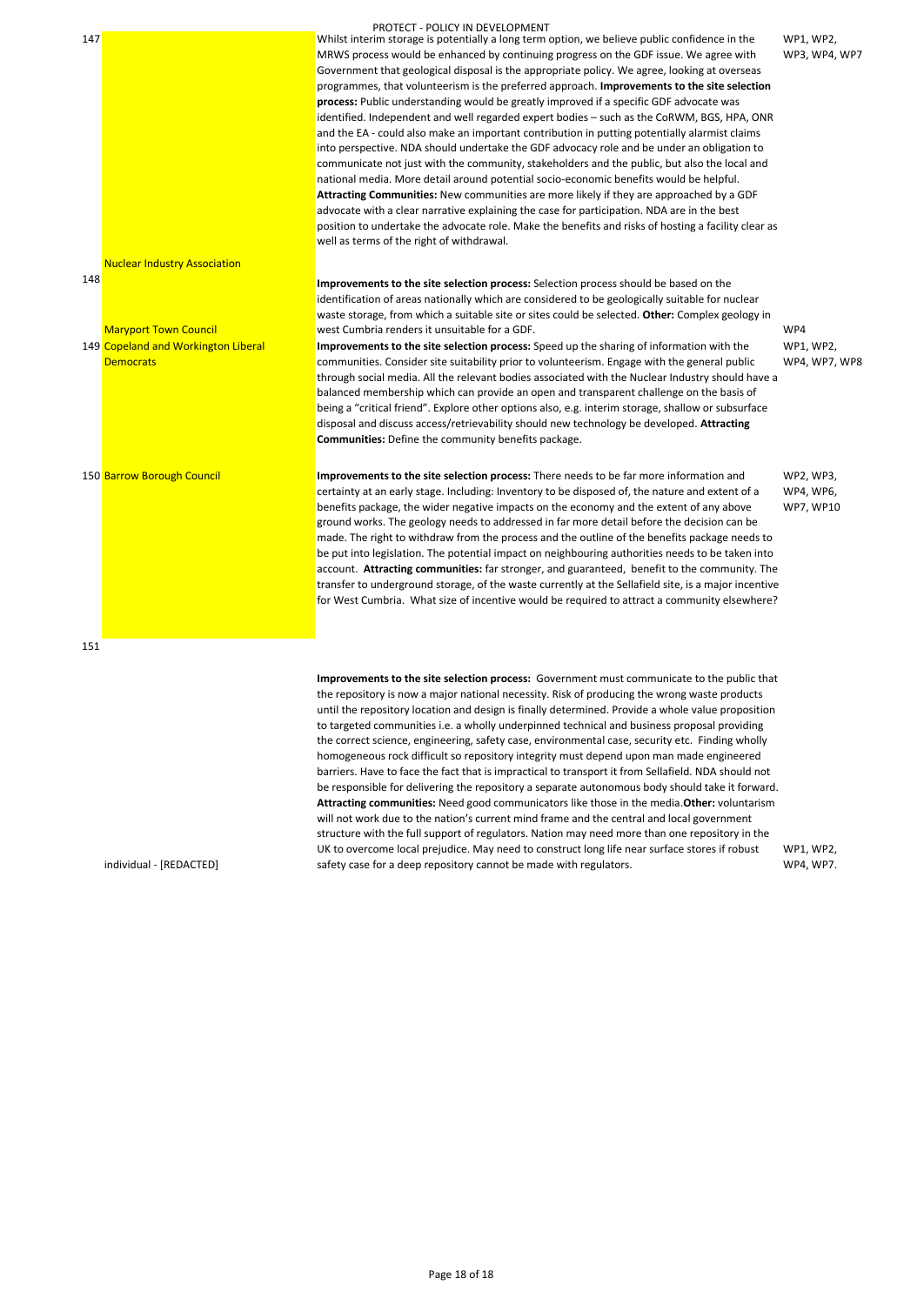| | | | |
|---|---|---|---|
| 147 | Nuclear Industry Association | Whilst interim storage is potentially a long term option, we believe public confidence in the MRWS process would be enhanced by continuing progress on the GDF issue. We agree with Government that geological disposal is the appropriate policy. We agree, looking at overseas programmes, that volunteerism is the preferred approach. **Improvements to the site selection process:** Public understanding would be greatly improved if a specific GDF advocate was identified. Independent and well regarded expert bodies – such as the CoRWM, BGS, HPA, ONR and the EA - could also make an important contribution in putting potentially alarmist claims into perspective. NDA should undertake the GDF advocacy role and be under an obligation to communicate not just with the community, stakeholders and the public, but also the local and national media. More detail around potential socio-economic benefits would be helpful. **Attracting Communities:** New communities are more likely if they are approached by a GDF advocate with a clear narrative explaining the case for participation. NDA are in the best position to undertake the advocate role. Make the benefits and risks of hosting a facility clear as well as terms of the right of withdrawal. | WP1, WP2, WP3, WP4, WP7 |
| 148 | Maryport Town Council | **Improvements to the site selection process:** Selection process should be based on the identification of areas nationally which are considered to be geologically suitable for nuclear waste storage, from which a suitable site or sites could be selected. **Other:** Complex geology in west Cumbria renders it unsuitable for a GDF. | WP4 |
| 149 | Copeland and Workington Liberal Democrats | **Improvements to the site selection process:** Speed up the sharing of information with the communities. Consider site suitability prior to volunteerism. Engage with the general public through social media. All the relevant bodies associated with the Nuclear Industry should have a balanced membership which can provide an open and transparent challenge on the basis of being a "critical friend". Explore other options also, e.g. interim storage, shallow or subsurface disposal and discuss access/retrievability should new technology be developed. **Attracting Communities:** Define the community benefits package. | WP1, WP2, WP4, WP7, WP8 |
| 150 | Barrow Borough Council | **Improvements to the site selection process:** There needs to be far more information and certainty at an early stage. Including: Inventory to be disposed of, the nature and extent of a benefits package, the wider negative impacts on the economy and the extent of any above ground works. The geology needs to addressed in far more detail before the decision can be made. The right to withdraw from the process and the outline of the benefits package needs to be put into legislation. The potential impact on neighbouring authorities needs to be taken into account. **Attracting communities:** far stronger, and guaranteed, benefit to the community. The transfer to underground storage, of the waste currently at the Sellafield site, is a major incentive for West Cumbria. What size of incentive would be required to attract a community elsewhere? | WP2, WP3, WP4, WP6, WP7, WP10 |
| 151 | individual - [REDACTED] | **Improvements to the site selection process:** Government must communicate to the public that the repository is now a major national necessity. Risk of producing the wrong waste products until the repository location and design is finally determined. Provide a whole value proposition to targeted communities i.e. a wholly underpinned technical and business proposal providing the correct science, engineering, safety case, environmental case, security etc. Finding wholly homogeneous rock difficult so repository integrity must depend upon man made engineered barriers. Have to face the fact that is impractical to transport it from Sellafield. NDA should not be responsible for delivering the repository a separate autonomous body should take it forward. **Attracting communities:** Need good communicators like those in the media.**Other:** voluntarism will not work due to the nation's current mind frame and the central and local government structure with the full support of regulators. Nation may need more than one repository in the UK to overcome local prejudice. May need to construct long life near surface stores if robust safety case for a deep repository cannot be made with regulators. | WP1, WP2, WP4, WP7. |